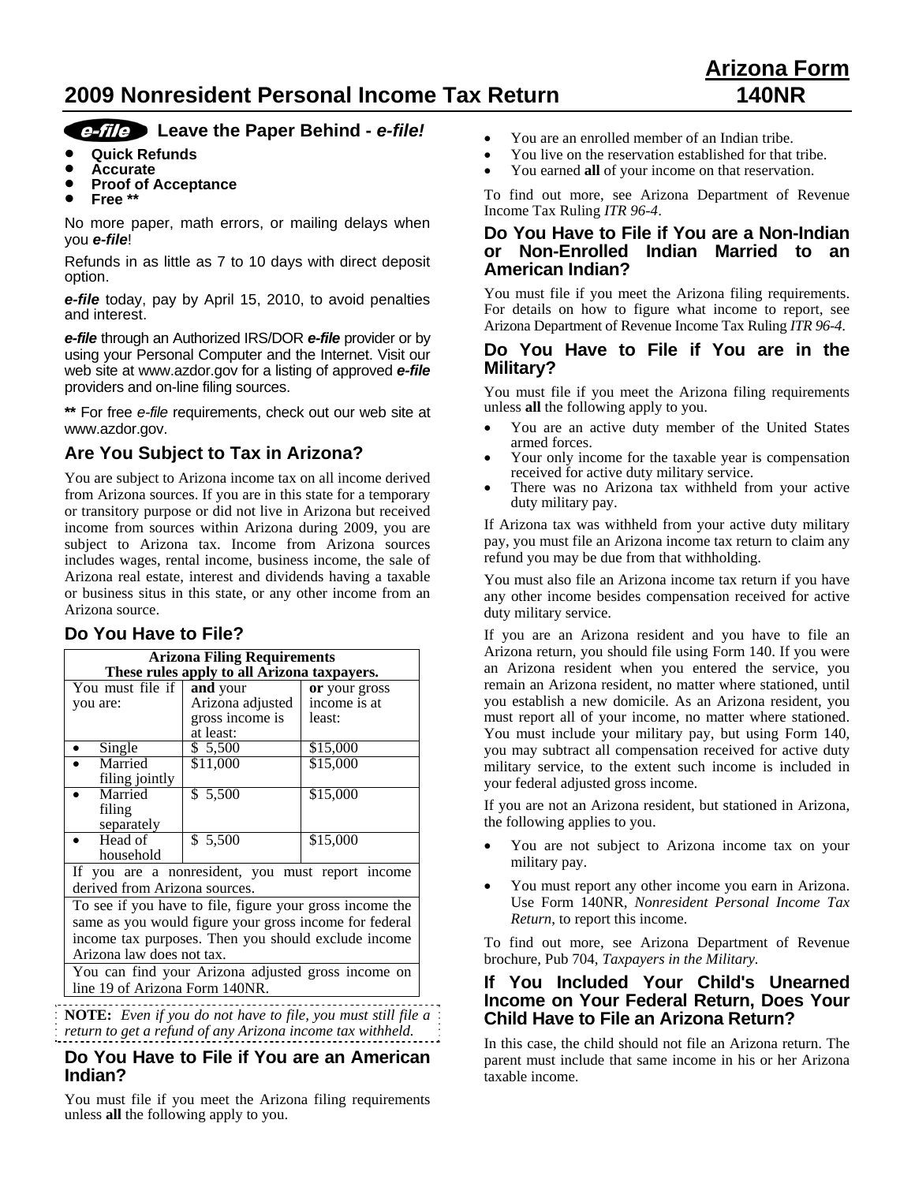# Arizona Form 140NR

## 2009 Nonresident Personal Income Tax Return

### e-file Leave the Paper Behind - *e-file!*

- **Quick Refunds**
- **Accurate**
- **Proof of Acceptance**
- **Free \*\***

No more paper, math errors, or mailing delays when you ***e-file***!

Refunds in as little as 7 to 10 days with direct deposit option.

***e-file*** today, pay by April 15, 2010, to avoid penalties and interest.

***e-file*** through an Authorized IRS/DOR ***e-file*** provider or by using your Personal Computer and the Internet. Visit our web site at www.azdor.gov for a listing of approved ***e-file*** providers and on-line filing sources.

**\*\*** For free *e-file* requirements, check out our web site at www.azdor.gov.

### Are You Subject to Tax in Arizona?

You are subject to Arizona income tax on all income derived from Arizona sources. If you are in this state for a temporary or transitory purpose or did not live in Arizona but received income from sources within Arizona during 2009, you are subject to Arizona tax. Income from Arizona sources includes wages, rental income, business income, the sale of Arizona real estate, interest and dividends having a taxable or business situs in this state, or any other income from an Arizona source.

### Do You Have to File?

| **Arizona Filing Requirements These rules apply to all Arizona taxpayers.** | | |
|---|---|---|
| You must file if you are: | **and** your Arizona adjusted gross income is at least: | **or** your gross income is at least: |
| • Single | $ 5,500 | $15,000 |
| • Married filing jointly | $11,000 | $15,000 |
| • Married filing separately | $ 5,500 | $15,000 |
| • Head of household | $ 5,500 | $15,000 |
| If you are a nonresident, you must report income derived from Arizona sources. | | |
| To see if you have to file, figure your gross income the same as you would figure your gross income for federal income tax purposes. Then you should exclude income Arizona law does not tax. | | |
| You can find your Arizona adjusted gross income on line 19 of Arizona Form 140NR. | | |

**NOTE:** *Even if you do not have to file, you must still file a return to get a refund of any Arizona income tax withheld.*

### Do You Have to File if You are an American Indian?

You must file if you meet the Arizona filing requirements unless **all** the following apply to you.

- You are an enrolled member of an Indian tribe.
- You live on the reservation established for that tribe.
- You earned **all** of your income on that reservation.

To find out more, see Arizona Department of Revenue Income Tax Ruling *ITR 96-4*.

### Do You Have to File if You are a Non-Indian or Non-Enrolled Indian Married to an American Indian?

You must file if you meet the Arizona filing requirements. For details on how to figure what income to report, see Arizona Department of Revenue Income Tax Ruling *ITR 96-4*.

### Do You Have to File if You are in the Military?

You must file if you meet the Arizona filing requirements unless **all** the following apply to you.

- You are an active duty member of the United States armed forces.
- Your only income for the taxable year is compensation received for active duty military service.
- There was no Arizona tax withheld from your active duty military pay.

If Arizona tax was withheld from your active duty military pay, you must file an Arizona income tax return to claim any refund you may be due from that withholding.

You must also file an Arizona income tax return if you have any other income besides compensation received for active duty military service.

If you are an Arizona resident and you have to file an Arizona return, you should file using Form 140. If you were an Arizona resident when you entered the service, you remain an Arizona resident, no matter where stationed, until you establish a new domicile. As an Arizona resident, you must report all of your income, no matter where stationed. You must include your military pay, but using Form 140, you may subtract all compensation received for active duty military service, to the extent such income is included in your federal adjusted gross income.

If you are not an Arizona resident, but stationed in Arizona, the following applies to you.

- You are not subject to Arizona income tax on your military pay.
- You must report any other income you earn in Arizona. Use Form 140NR, *Nonresident Personal Income Tax Return*, to report this income.

To find out more, see Arizona Department of Revenue brochure, Pub 704, *Taxpayers in the Military.*

### If You Included Your Child's Unearned Income on Your Federal Return, Does Your Child Have to File an Arizona Return?

In this case, the child should not file an Arizona return. The parent must include that same income in his or her Arizona taxable income.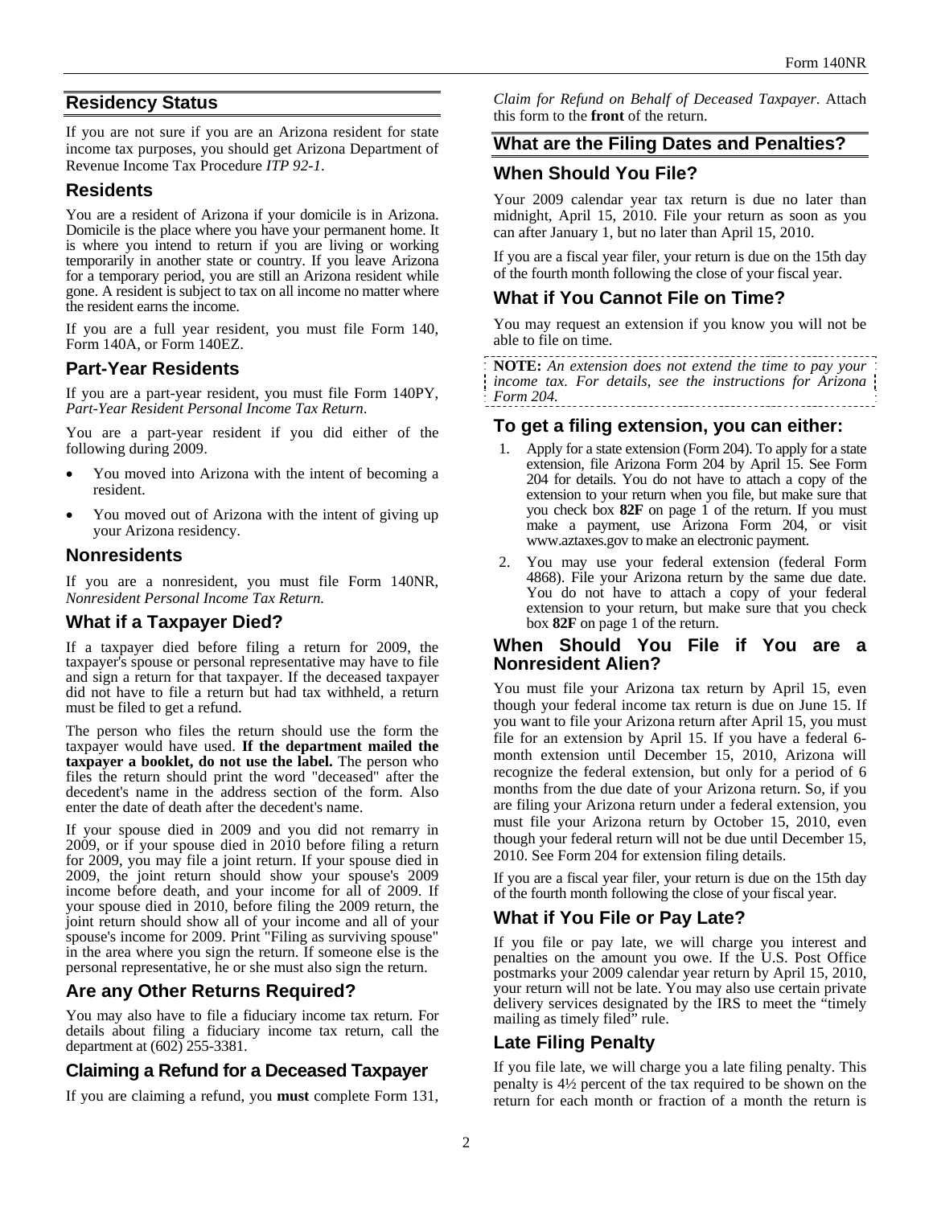## Residency Status

If you are not sure if you are an Arizona resident for state income tax purposes, you should get Arizona Department of Revenue Income Tax Procedure *ITP 92-1*.

### Residents

You are a resident of Arizona if your domicile is in Arizona. Domicile is the place where you have your permanent home. It is where you intend to return if you are living or working temporarily in another state or country. If you leave Arizona for a temporary period, you are still an Arizona resident while gone. A resident is subject to tax on all income no matter where the resident earns the income.

If you are a full year resident, you must file Form 140, Form 140A, or Form 140EZ.

### Part-Year Residents

If you are a part-year resident, you must file Form 140PY, *Part-Year Resident Personal Income Tax Return*.

You are a part-year resident if you did either of the following during 2009.

- You moved into Arizona with the intent of becoming a resident.
- You moved out of Arizona with the intent of giving up your Arizona residency.

### Nonresidents

If you are a nonresident, you must file Form 140NR, *Nonresident Personal Income Tax Return.*

### What if a Taxpayer Died?

If a taxpayer died before filing a return for 2009, the taxpayer's spouse or personal representative may have to file and sign a return for that taxpayer. If the deceased taxpayer did not have to file a return but had tax withheld, a return must be filed to get a refund.

The person who files the return should use the form the taxpayer would have used. **If the department mailed the taxpayer a booklet, do not use the label.** The person who files the return should print the word "deceased" after the decedent's name in the address section of the form. Also enter the date of death after the decedent's name.

If your spouse died in 2009 and you did not remarry in 2009, or if your spouse died in 2010 before filing a return for 2009, you may file a joint return. If your spouse died in 2009, the joint return should show your spouse's 2009 income before death, and your income for all of 2009. If your spouse died in 2010, before filing the 2009 return, the joint return should show all of your income and all of your spouse's income for 2009. Print "Filing as surviving spouse" in the area where you sign the return. If someone else is the personal representative, he or she must also sign the return.

### Are any Other Returns Required?

You may also have to file a fiduciary income tax return. For details about filing a fiduciary income tax return, call the department at (602) 255-3381.

### Claiming a Refund for a Deceased Taxpayer

If you are claiming a refund, you **must** complete Form 131, *Claim for Refund on Behalf of Deceased Taxpayer*. Attach this form to the **front** of the return.

## What are the Filing Dates and Penalties?

### When Should You File?

Your 2009 calendar year tax return is due no later than midnight, April 15, 2010. File your return as soon as you can after January 1, but no later than April 15, 2010.

If you are a fiscal year filer, your return is due on the 15th day of the fourth month following the close of your fiscal year.

### What if You Cannot File on Time?

You may request an extension if you know you will not be able to file on time.

**NOTE:** *An extension does not extend the time to pay your income tax. For details, see the instructions for Arizona Form 204.*

### To get a filing extension, you can either:

1. Apply for a state extension (Form 204). To apply for a state extension, file Arizona Form 204 by April 15. See Form 204 for details. You do not have to attach a copy of the extension to your return when you file, but make sure that you check box **82F** on page 1 of the return. If you must make a payment, use Arizona Form 204, or visit www.aztaxes.gov to make an electronic payment.
2. You may use your federal extension (federal Form 4868). File your Arizona return by the same due date. You do not have to attach a copy of your federal extension to your return, but make sure that you check box **82F** on page 1 of the return.

### When Should You File if You are a Nonresident Alien?

You must file your Arizona tax return by April 15, even though your federal income tax return is due on June 15. If you want to file your Arizona return after April 15, you must file for an extension by April 15. If you have a federal 6-month extension until December 15, 2010, Arizona will recognize the federal extension, but only for a period of 6 months from the due date of your Arizona return. So, if you are filing your Arizona return under a federal extension, you must file your Arizona return by October 15, 2010, even though your federal return will not be due until December 15, 2010. See Form 204 for extension filing details.

If you are a fiscal year filer, your return is due on the 15th day of the fourth month following the close of your fiscal year.

### What if You File or Pay Late?

If you file or pay late, we will charge you interest and penalties on the amount you owe. If the U.S. Post Office postmarks your 2009 calendar year return by April 15, 2010, your return will not be late. You may also use certain private delivery services designated by the IRS to meet the "timely mailing as timely filed" rule.

### Late Filing Penalty

If you file late, we will charge you a late filing penalty. This penalty is 4½ percent of the tax required to be shown on the return for each month or fraction of a month the return is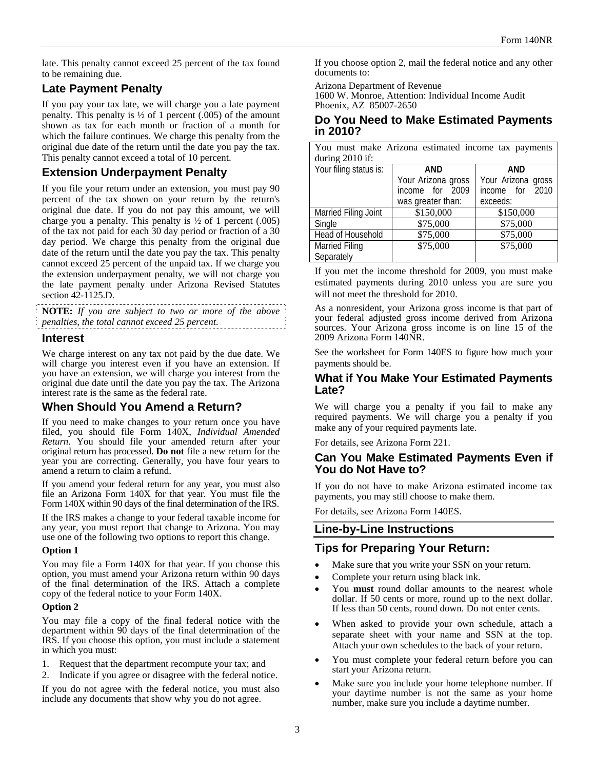late. This penalty cannot exceed 25 percent of the tax found to be remaining due.

## Late Payment Penalty

If you pay your tax late, we will charge you a late payment penalty. This penalty is ½ of 1 percent (.005) of the amount shown as tax for each month or fraction of a month for which the failure continues. We charge this penalty from the original due date of the return until the date you pay the tax. This penalty cannot exceed a total of 10 percent.

## Extension Underpayment Penalty

If you file your return under an extension, you must pay 90 percent of the tax shown on your return by the return's original due date. If you do not pay this amount, we will charge you a penalty. This penalty is ½ of 1 percent (.005) of the tax not paid for each 30 day period or fraction of a 30 day period. We charge this penalty from the original due date of the return until the date you pay the tax. This penalty cannot exceed 25 percent of the unpaid tax. If we charge you the extension underpayment penalty, we will not charge you the late payment penalty under Arizona Revised Statutes section 42-1125.D.

**NOTE:** *If you are subject to two or more of the above penalties, the total cannot exceed 25 percent.*

### Interest

We charge interest on any tax not paid by the due date. We will charge you interest even if you have an extension. If you have an extension, we will charge you interest from the original due date until the date you pay the tax. The Arizona interest rate is the same as the federal rate.

## When Should You Amend a Return?

If you need to make changes to your return once you have filed, you should file Form 140X, *Individual Amended Return*. You should file your amended return after your original return has processed. **Do not** file a new return for the year you are correcting. Generally, you have four years to amend a return to claim a refund.

If you amend your federal return for any year, you must also file an Arizona Form 140X for that year. You must file the Form 140X within 90 days of the final determination of the IRS.

If the IRS makes a change to your federal taxable income for any year, you must report that change to Arizona. You may use one of the following two options to report this change.

#### Option 1

You may file a Form 140X for that year. If you choose this option, you must amend your Arizona return within 90 days of the final determination of the IRS. Attach a complete copy of the federal notice to your Form 140X.

#### Option 2

You may file a copy of the final federal notice with the department within 90 days of the final determination of the IRS. If you choose this option, you must include a statement in which you must:

1. Request that the department recompute your tax; and
2. Indicate if you agree or disagree with the federal notice.

If you do not agree with the federal notice, you must also include any documents that show why you do not agree.

If you choose option 2, mail the federal notice and any other documents to:

Arizona Department of Revenue
1600 W. Monroe, Attention: Individual Income Audit
Phoenix, AZ 85007-2650

### Do You Need to Make Estimated Payments in 2010?

| You must make Arizona estimated income tax payments during 2010 if: | | |
|---|---|---|
| Your filing status is: | **AND** Your Arizona gross income for 2009 was greater than: | **AND** Your Arizona gross income for 2010 exceeds: |
| Married Filing Joint | $150,000 | $150,000 |
| Single | $75,000 | $75,000 |
| Head of Household | $75,000 | $75,000 |
| Married Filing Separately | $75,000 | $75,000 |

If you met the income threshold for 2009, you must make estimated payments during 2010 unless you are sure you will not meet the threshold for 2010.

As a nonresident, your Arizona gross income is that part of your federal adjusted gross income derived from Arizona sources. Your Arizona gross income is on line 15 of the 2009 Arizona Form 140NR.

See the worksheet for Form 140ES to figure how much your payments should be.

### What if You Make Your Estimated Payments Late?

We will charge you a penalty if you fail to make any required payments. We will charge you a penalty if you make any of your required payments late.

For details, see Arizona Form 221.

### Can You Make Estimated Payments Even if You do Not Have to?

If you do not have to make Arizona estimated income tax payments, you may still choose to make them.

For details, see Arizona Form 140ES.

## Line-by-Line Instructions

## Tips for Preparing Your Return:

- Make sure that you write your SSN on your return.
- Complete your return using black ink.
- You **must** round dollar amounts to the nearest whole dollar. If 50 cents or more, round up to the next dollar. If less than 50 cents, round down. Do not enter cents.
- When asked to provide your own schedule, attach a separate sheet with your name and SSN at the top. Attach your own schedules to the back of your return.
- You must complete your federal return before you can start your Arizona return.
- Make sure you include your home telephone number. If your daytime number is not the same as your home number, make sure you include a daytime number.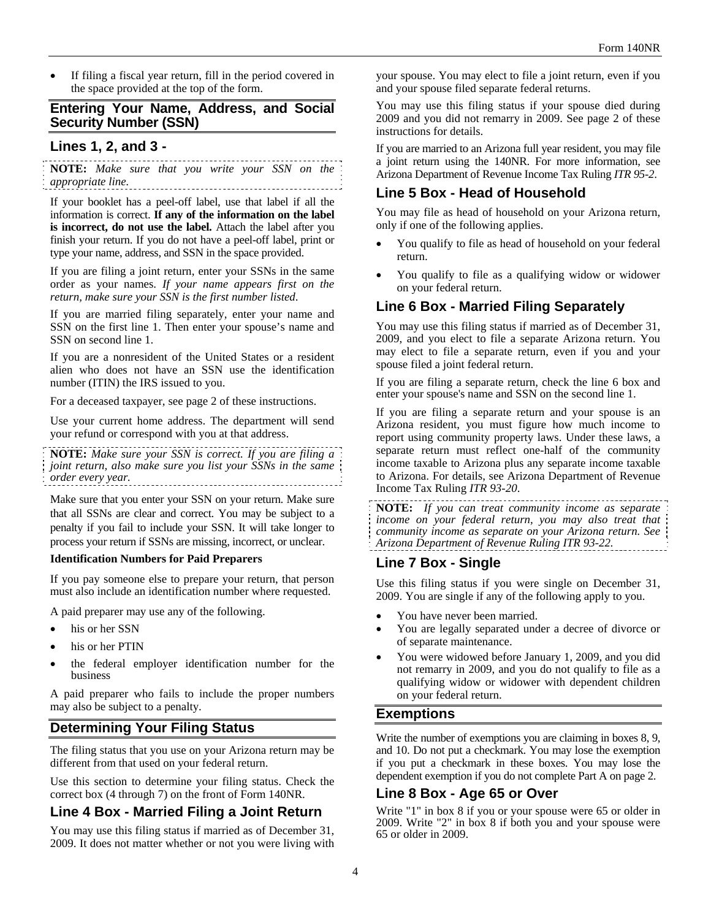- If filing a fiscal year return, fill in the period covered in the space provided at the top of the form.

## Entering Your Name, Address, and Social Security Number (SSN)

### Lines 1, 2, and 3 -

**NOTE:** *Make sure that you write your SSN on the appropriate line.*

If your booklet has a peel-off label, use that label if all the information is correct. **If any of the information on the label is incorrect, do not use the label.** Attach the label after you finish your return. If you do not have a peel-off label, print or type your name, address, and SSN in the space provided.

If you are filing a joint return, enter your SSNs in the same order as your names. *If your name appears first on the return, make sure your SSN is the first number listed.*

If you are married filing separately, enter your name and SSN on the first line 1. Then enter your spouse's name and SSN on second line 1.

If you are a nonresident of the United States or a resident alien who does not have an SSN use the identification number (ITIN) the IRS issued to you.

For a deceased taxpayer, see page 2 of these instructions.

Use your current home address. The department will send your refund or correspond with you at that address.

**NOTE:** *Make sure your SSN is correct. If you are filing a joint return, also make sure you list your SSNs in the same order every year.*

Make sure that you enter your SSN on your return. Make sure that all SSNs are clear and correct. You may be subject to a penalty if you fail to include your SSN. It will take longer to process your return if SSNs are missing, incorrect, or unclear.

**Identification Numbers for Paid Preparers**

If you pay someone else to prepare your return, that person must also include an identification number where requested.

A paid preparer may use any of the following.

- his or her SSN
- his or her PTIN
- the federal employer identification number for the business

A paid preparer who fails to include the proper numbers may also be subject to a penalty.

## Determining Your Filing Status

The filing status that you use on your Arizona return may be different from that used on your federal return.

Use this section to determine your filing status. Check the correct box (4 through 7) on the front of Form 140NR.

### Line 4 Box - Married Filing a Joint Return

You may use this filing status if married as of December 31, 2009. It does not matter whether or not you were living with your spouse. You may elect to file a joint return, even if you and your spouse filed separate federal returns.

You may use this filing status if your spouse died during 2009 and you did not remarry in 2009. See page 2 of these instructions for details.

If you are married to an Arizona full year resident, you may file a joint return using the 140NR. For more information, see Arizona Department of Revenue Income Tax Ruling *ITR 95-2*.

### Line 5 Box - Head of Household

You may file as head of household on your Arizona return, only if one of the following applies.

- You qualify to file as head of household on your federal return.
- You qualify to file as a qualifying widow or widower on your federal return.

### Line 6 Box - Married Filing Separately

You may use this filing status if married as of December 31, 2009, and you elect to file a separate Arizona return. You may elect to file a separate return, even if you and your spouse filed a joint federal return.

If you are filing a separate return, check the line 6 box and enter your spouse's name and SSN on the second line 1.

If you are filing a separate return and your spouse is an Arizona resident, you must figure how much income to report using community property laws. Under these laws, a separate return must reflect one-half of the community income taxable to Arizona plus any separate income taxable to Arizona. For details, see Arizona Department of Revenue Income Tax Ruling *ITR 93-20*.

**NOTE:** *If you can treat community income as separate income on your federal return, you may also treat that community income as separate on your Arizona return. See Arizona Department of Revenue Ruling ITR 93-22.*

### Line 7 Box - Single

Use this filing status if you were single on December 31, 2009. You are single if any of the following apply to you.

- You have never been married.
- You are legally separated under a decree of divorce or of separate maintenance.
- You were widowed before January 1, 2009, and you did not remarry in 2009, and you do not qualify to file as a qualifying widow or widower with dependent children on your federal return.

## Exemptions

Write the number of exemptions you are claiming in boxes 8, 9, and 10. Do not put a checkmark. You may lose the exemption if you put a checkmark in these boxes. You may lose the dependent exemption if you do not complete Part A on page 2.

### Line 8 Box - Age 65 or Over

Write "1" in box 8 if you or your spouse were 65 or older in 2009. Write "2" in box 8 if both you and your spouse were 65 or older in 2009.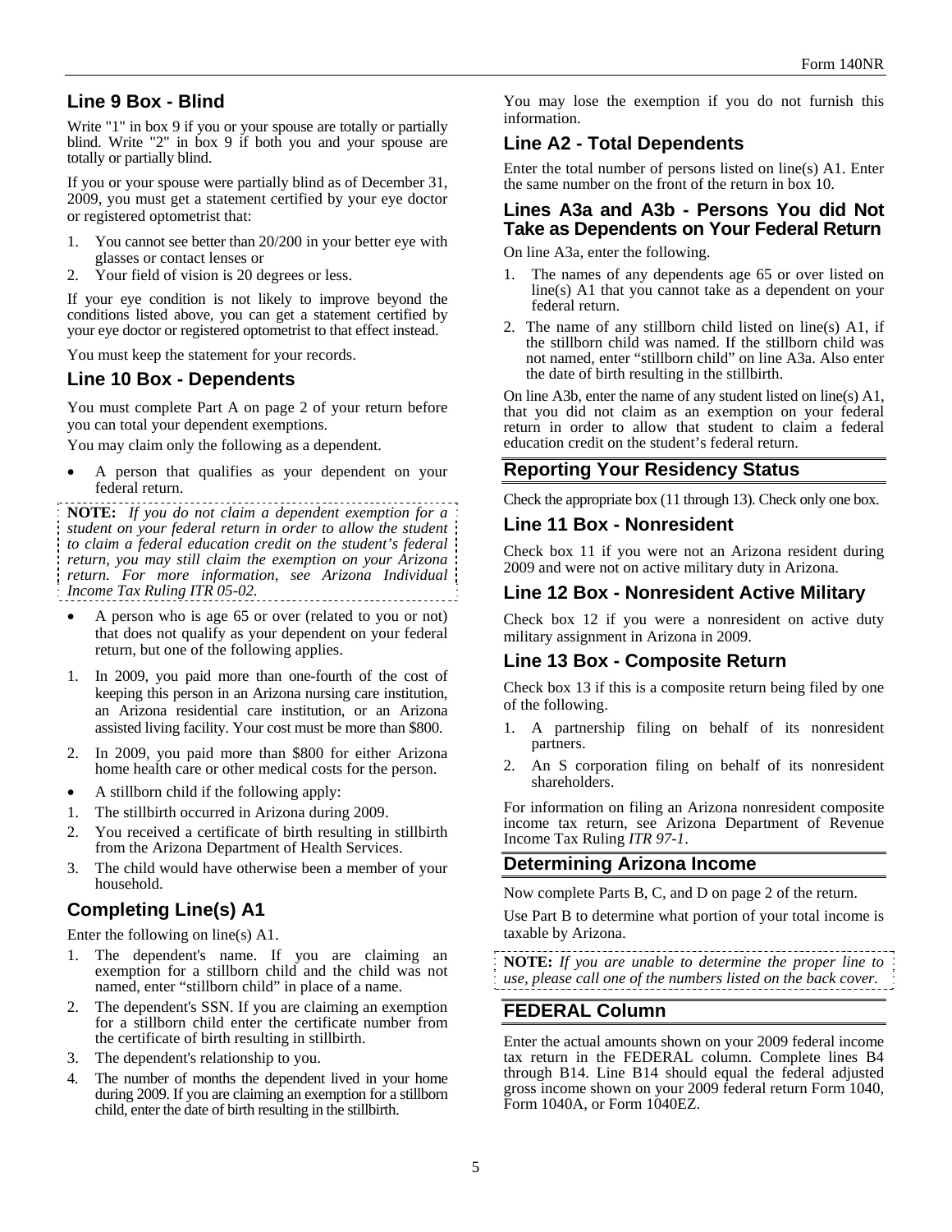## Line 9 Box - Blind

Write "1" in box 9 if you or your spouse are totally or partially blind. Write "2" in box 9 if both you and your spouse are totally or partially blind.

If you or your spouse were partially blind as of December 31, 2009, you must get a statement certified by your eye doctor or registered optometrist that:

1. You cannot see better than 20/200 in your better eye with glasses or contact lenses or
2. Your field of vision is 20 degrees or less.

If your eye condition is not likely to improve beyond the conditions listed above, you can get a statement certified by your eye doctor or registered optometrist to that effect instead.

You must keep the statement for your records.

## Line 10 Box - Dependents

You must complete Part A on page 2 of your return before you can total your dependent exemptions.

You may claim only the following as a dependent.

- A person that qualifies as your dependent on your federal return.

**NOTE:** *If you do not claim a dependent exemption for a student on your federal return in order to allow the student to claim a federal education credit on the student's federal return, you may still claim the exemption on your Arizona return. For more information, see Arizona Individual Income Tax Ruling ITR 05-02.*

- A person who is age 65 or over (related to you or not) that does not qualify as your dependent on your federal return, but one of the following applies.

1. In 2009, you paid more than one-fourth of the cost of keeping this person in an Arizona nursing care institution, an Arizona residential care institution, or an Arizona assisted living facility. Your cost must be more than $800.
2. In 2009, you paid more than $800 for either Arizona home health care or other medical costs for the person.

- A stillborn child if the following apply:

1. The stillbirth occurred in Arizona during 2009.
2. You received a certificate of birth resulting in stillbirth from the Arizona Department of Health Services.
3. The child would have otherwise been a member of your household.

## Completing Line(s) A1

Enter the following on line(s) A1.

1. The dependent's name. If you are claiming an exemption for a stillborn child and the child was not named, enter "stillborn child" in place of a name.
2. The dependent's SSN. If you are claiming an exemption for a stillborn child enter the certificate number from the certificate of birth resulting in stillbirth.
3. The dependent's relationship to you.
4. The number of months the dependent lived in your home during 2009. If you are claiming an exemption for a stillborn child, enter the date of birth resulting in the stillbirth.

You may lose the exemption if you do not furnish this information.

## Line A2 - Total Dependents

Enter the total number of persons listed on line(s) A1. Enter the same number on the front of the return in box 10.

### Lines A3a and A3b - Persons You did Not Take as Dependents on Your Federal Return

On line A3a, enter the following.

1. The names of any dependents age 65 or over listed on line(s) A1 that you cannot take as a dependent on your federal return.
2. The name of any stillborn child listed on line(s) A1, if the stillborn child was named. If the stillborn child was not named, enter "stillborn child" on line A3a. Also enter the date of birth resulting in the stillbirth.

On line A3b, enter the name of any student listed on line(s) A1, that you did not claim as an exemption on your federal return in order to allow that student to claim a federal education credit on the student's federal return.

## Reporting Your Residency Status

Check the appropriate box (11 through 13). Check only one box.

## Line 11 Box - Nonresident

Check box 11 if you were not an Arizona resident during 2009 and were not on active military duty in Arizona.

## Line 12 Box - Nonresident Active Military

Check box 12 if you were a nonresident on active duty military assignment in Arizona in 2009.

## Line 13 Box - Composite Return

Check box 13 if this is a composite return being filed by one of the following.

1. A partnership filing on behalf of its nonresident partners.
2. An S corporation filing on behalf of its nonresident shareholders.

For information on filing an Arizona nonresident composite income tax return, see Arizona Department of Revenue Income Tax Ruling *ITR 97-1*.

## Determining Arizona Income

Now complete Parts B, C, and D on page 2 of the return.

Use Part B to determine what portion of your total income is taxable by Arizona.

**NOTE:** *If you are unable to determine the proper line to use, please call one of the numbers listed on the back cover.*

## FEDERAL Column

Enter the actual amounts shown on your 2009 federal income tax return in the FEDERAL column. Complete lines B4 through B14. Line B14 should equal the federal adjusted gross income shown on your 2009 federal return Form 1040, Form 1040A, or Form 1040EZ.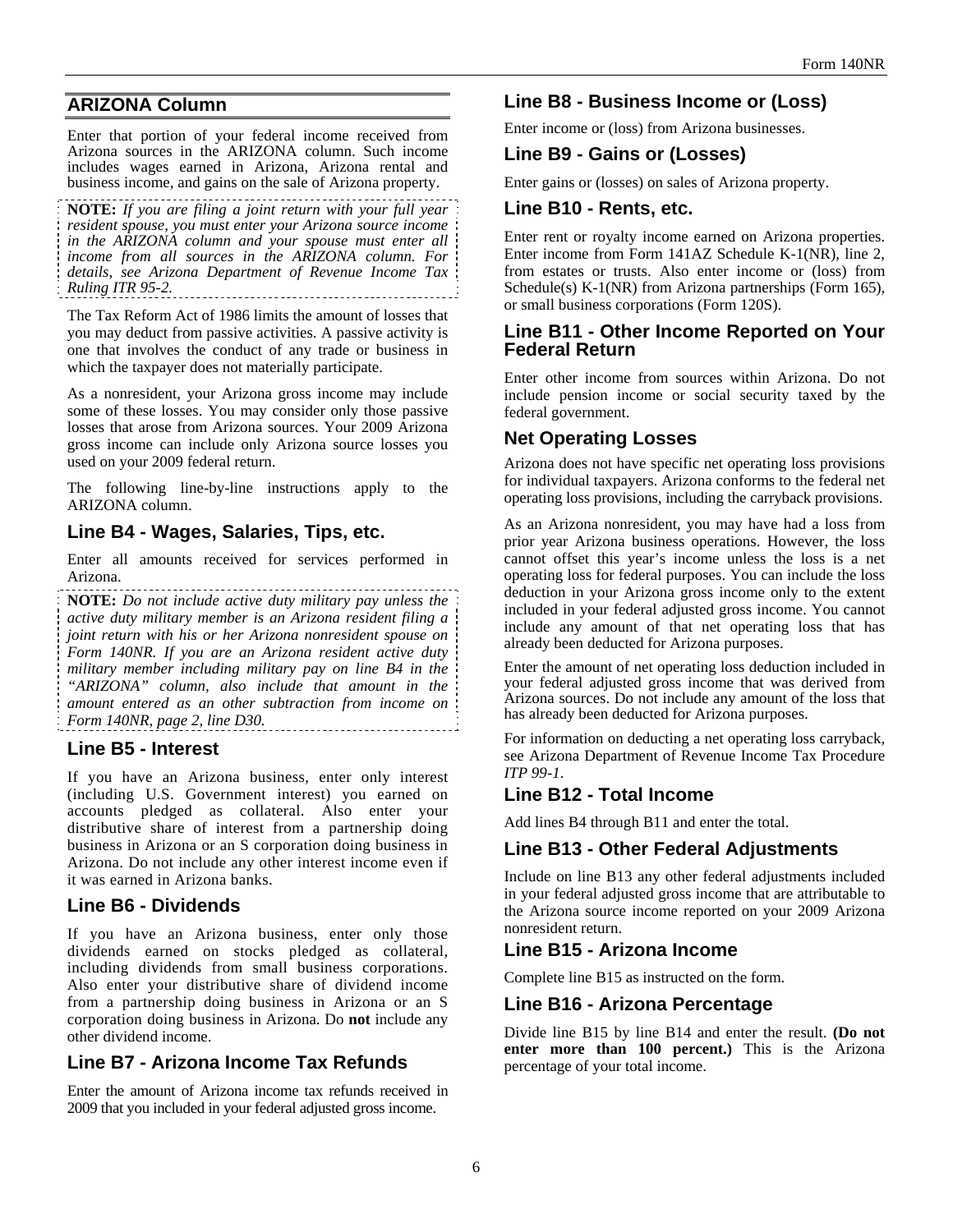## ARIZONA Column

Enter that portion of your federal income received from Arizona sources in the ARIZONA column. Such income includes wages earned in Arizona, Arizona rental and business income, and gains on the sale of Arizona property.

**NOTE:** *If you are filing a joint return with your full year resident spouse, you must enter your Arizona source income in the ARIZONA column and your spouse must enter all income from all sources in the ARIZONA column. For details, see Arizona Department of Revenue Income Tax Ruling ITR 95-2.*

The Tax Reform Act of 1986 limits the amount of losses that you may deduct from passive activities. A passive activity is one that involves the conduct of any trade or business in which the taxpayer does not materially participate.

As a nonresident, your Arizona gross income may include some of these losses. You may consider only those passive losses that arose from Arizona sources. Your 2009 Arizona gross income can include only Arizona source losses you used on your 2009 federal return.

The following line-by-line instructions apply to the ARIZONA column.

### Line B4 - Wages, Salaries, Tips, etc.

Enter all amounts received for services performed in Arizona.

**NOTE:** *Do not include active duty military pay unless the active duty military member is an Arizona resident filing a joint return with his or her Arizona nonresident spouse on Form 140NR. If you are an Arizona resident active duty military member including military pay on line B4 in the "ARIZONA" column, also include that amount in the amount entered as an other subtraction from income on Form 140NR, page 2, line D30.*

### Line B5 - Interest

If you have an Arizona business, enter only interest (including U.S. Government interest) you earned on accounts pledged as collateral. Also enter your distributive share of interest from a partnership doing business in Arizona or an S corporation doing business in Arizona. Do not include any other interest income even if it was earned in Arizona banks.

### Line B6 - Dividends

If you have an Arizona business, enter only those dividends earned on stocks pledged as collateral, including dividends from small business corporations. Also enter your distributive share of dividend income from a partnership doing business in Arizona or an S corporation doing business in Arizona. Do **not** include any other dividend income.

### Line B7 - Arizona Income Tax Refunds

Enter the amount of Arizona income tax refunds received in 2009 that you included in your federal adjusted gross income.

### Line B8 - Business Income or (Loss)

Enter income or (loss) from Arizona businesses.

### Line B9 - Gains or (Losses)

Enter gains or (losses) on sales of Arizona property.

### Line B10 - Rents, etc.

Enter rent or royalty income earned on Arizona properties. Enter income from Form 141AZ Schedule K-1(NR), line 2, from estates or trusts. Also enter income or (loss) from Schedule(s) K-1(NR) from Arizona partnerships (Form 165), or small business corporations (Form 120S).

### Line B11 - Other Income Reported on Your Federal Return

Enter other income from sources within Arizona. Do not include pension income or social security taxed by the federal government.

### Net Operating Losses

Arizona does not have specific net operating loss provisions for individual taxpayers. Arizona conforms to the federal net operating loss provisions, including the carryback provisions.

As an Arizona nonresident, you may have had a loss from prior year Arizona business operations. However, the loss cannot offset this year's income unless the loss is a net operating loss for federal purposes. You can include the loss deduction in your Arizona gross income only to the extent included in your federal adjusted gross income. You cannot include any amount of that net operating loss that has already been deducted for Arizona purposes.

Enter the amount of net operating loss deduction included in your federal adjusted gross income that was derived from Arizona sources. Do not include any amount of the loss that has already been deducted for Arizona purposes.

For information on deducting a net operating loss carryback, see Arizona Department of Revenue Income Tax Procedure *ITP 99-1*.

### Line B12 - Total Income

Add lines B4 through B11 and enter the total.

### Line B13 - Other Federal Adjustments

Include on line B13 any other federal adjustments included in your federal adjusted gross income that are attributable to the Arizona source income reported on your 2009 Arizona nonresident return.

### Line B15 - Arizona Income

Complete line B15 as instructed on the form.

### Line B16 - Arizona Percentage

Divide line B15 by line B14 and enter the result. **(Do not enter more than 100 percent.)** This is the Arizona percentage of your total income.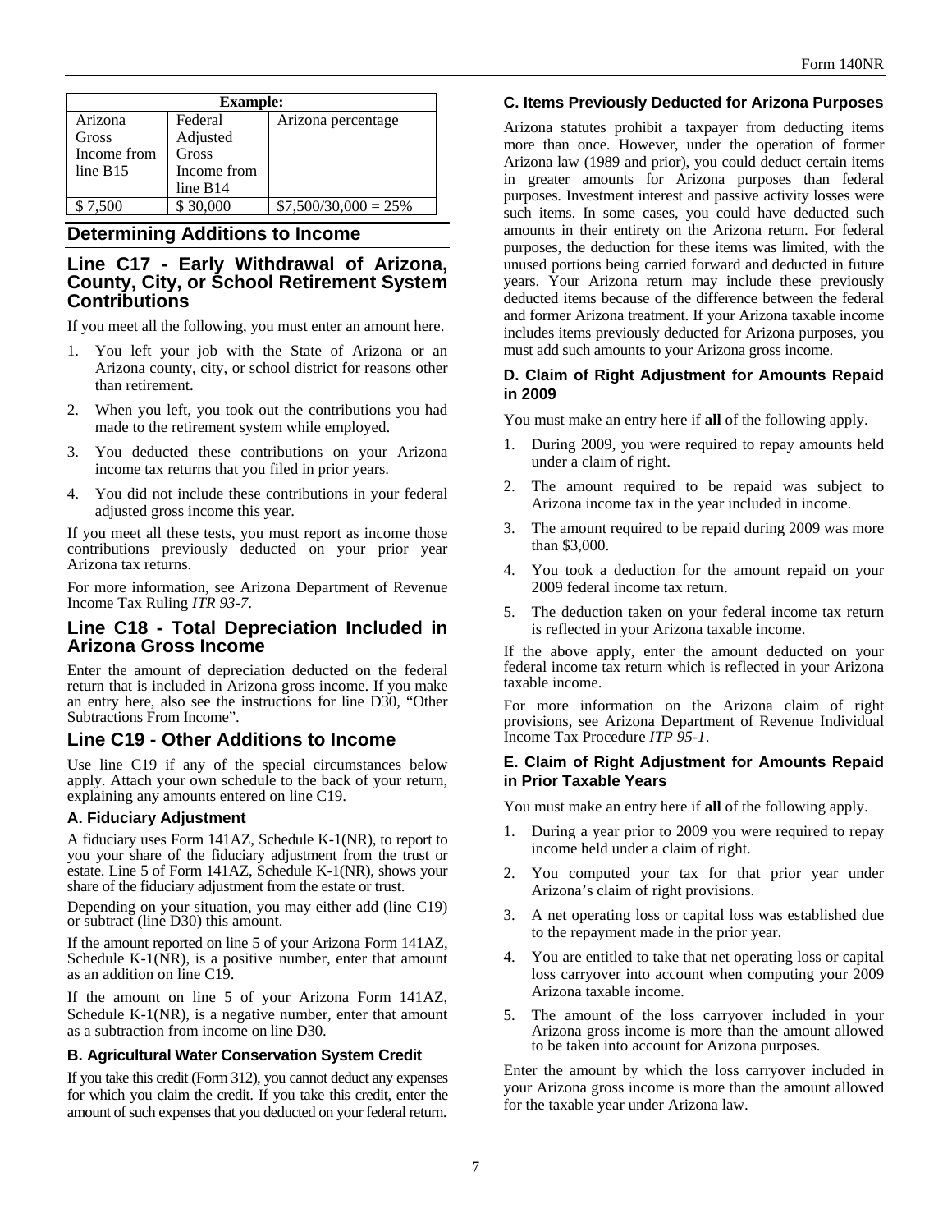| Example: | | |
|---|---|---|
| Arizona Gross Income from line B15 | Federal Adjusted Gross Income from line B14 | Arizona percentage |
| $ 7,500 | $ 30,000 | $7,500/30,000 = 25% |

## Determining Additions to Income

### Line C17 - Early Withdrawal of Arizona, County, City, or School Retirement System Contributions

If you meet all the following, you must enter an amount here.

1. You left your job with the State of Arizona or an Arizona county, city, or school district for reasons other than retirement.
2. When you left, you took out the contributions you had made to the retirement system while employed.
3. You deducted these contributions on your Arizona income tax returns that you filed in prior years.
4. You did not include these contributions in your federal adjusted gross income this year.

If you meet all these tests, you must report as income those contributions previously deducted on your prior year Arizona tax returns.

For more information, see Arizona Department of Revenue Income Tax Ruling *ITR 93-7*.

### Line C18 - Total Depreciation Included in Arizona Gross Income

Enter the amount of depreciation deducted on the federal return that is included in Arizona gross income. If you make an entry here, also see the instructions for line D30, "Other Subtractions From Income".

### Line C19 - Other Additions to Income

Use line C19 if any of the special circumstances below apply. Attach your own schedule to the back of your return, explaining any amounts entered on line C19.

#### A. Fiduciary Adjustment

A fiduciary uses Form 141AZ, Schedule K-1(NR), to report to you your share of the fiduciary adjustment from the trust or estate. Line 5 of Form 141AZ, Schedule K-1(NR), shows your share of the fiduciary adjustment from the estate or trust.

Depending on your situation, you may either add (line C19) or subtract (line D30) this amount.

If the amount reported on line 5 of your Arizona Form 141AZ, Schedule K-1(NR), is a positive number, enter that amount as an addition on line C19.

If the amount on line 5 of your Arizona Form 141AZ, Schedule K-1(NR), is a negative number, enter that amount as a subtraction from income on line D30.

#### B. Agricultural Water Conservation System Credit

If you take this credit (Form 312), you cannot deduct any expenses for which you claim the credit. If you take this credit, enter the amount of such expenses that you deducted on your federal return.

#### C. Items Previously Deducted for Arizona Purposes

Arizona statutes prohibit a taxpayer from deducting items more than once. However, under the operation of former Arizona law (1989 and prior), you could deduct certain items in greater amounts for Arizona purposes than federal purposes. Investment interest and passive activity losses were such items. In some cases, you could have deducted such amounts in their entirety on the Arizona return. For federal purposes, the deduction for these items was limited, with the unused portions being carried forward and deducted in future years. Your Arizona return may include these previously deducted items because of the difference between the federal and former Arizona treatment. If your Arizona taxable income includes items previously deducted for Arizona purposes, you must add such amounts to your Arizona gross income.

#### D. Claim of Right Adjustment for Amounts Repaid in 2009

You must make an entry here if **all** of the following apply.

1. During 2009, you were required to repay amounts held under a claim of right.
2. The amount required to be repaid was subject to Arizona income tax in the year included in income.
3. The amount required to be repaid during 2009 was more than $3,000.
4. You took a deduction for the amount repaid on your 2009 federal income tax return.
5. The deduction taken on your federal income tax return is reflected in your Arizona taxable income.

If the above apply, enter the amount deducted on your federal income tax return which is reflected in your Arizona taxable income.

For more information on the Arizona claim of right provisions, see Arizona Department of Revenue Individual Income Tax Procedure *ITP 95-1*.

#### E. Claim of Right Adjustment for Amounts Repaid in Prior Taxable Years

You must make an entry here if **all** of the following apply.

1. During a year prior to 2009 you were required to repay income held under a claim of right.
2. You computed your tax for that prior year under Arizona's claim of right provisions.
3. A net operating loss or capital loss was established due to the repayment made in the prior year.
4. You are entitled to take that net operating loss or capital loss carryover into account when computing your 2009 Arizona taxable income.
5. The amount of the loss carryover included in your Arizona gross income is more than the amount allowed to be taken into account for Arizona purposes.

Enter the amount by which the loss carryover included in your Arizona gross income is more than the amount allowed for the taxable year under Arizona law.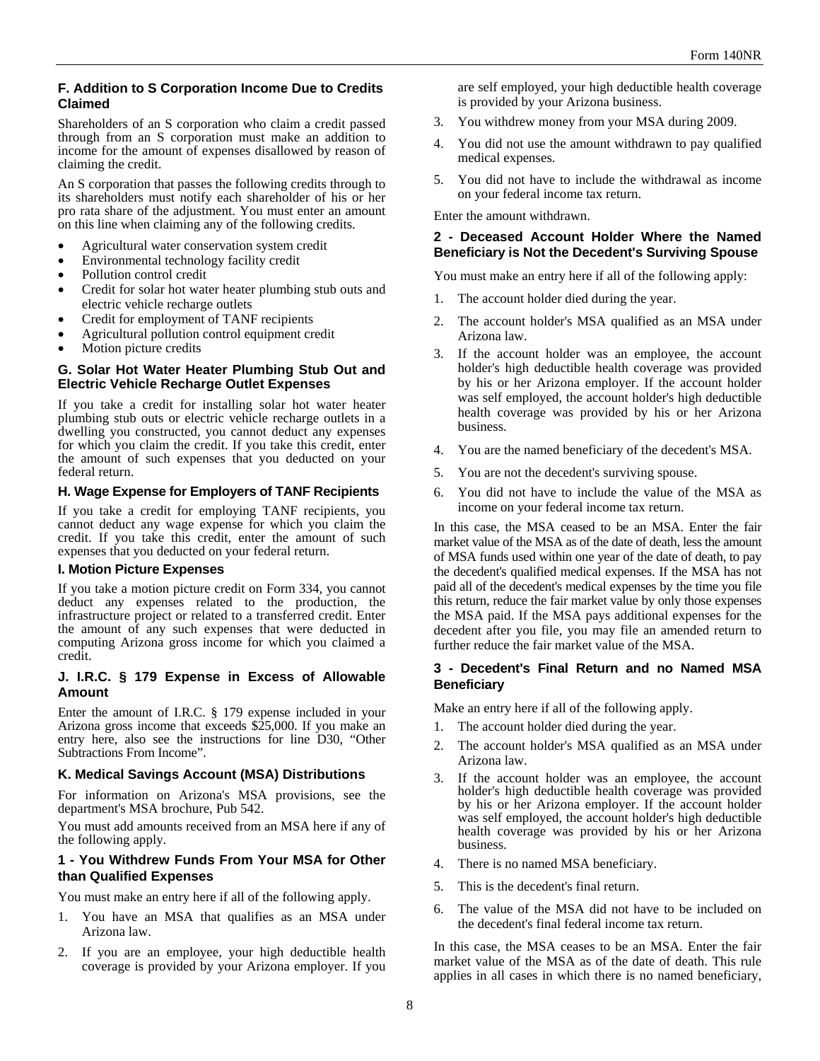### F. Addition to S Corporation Income Due to Credits Claimed

Shareholders of an S corporation who claim a credit passed through from an S corporation must make an addition to income for the amount of expenses disallowed by reason of claiming the credit.

An S corporation that passes the following credits through to its shareholders must notify each shareholder of his or her pro rata share of the adjustment. You must enter an amount on this line when claiming any of the following credits.

- Agricultural water conservation system credit
- Environmental technology facility credit
- Pollution control credit
- Credit for solar hot water heater plumbing stub outs and electric vehicle recharge outlets
- Credit for employment of TANF recipients
- Agricultural pollution control equipment credit
- Motion picture credits

### G. Solar Hot Water Heater Plumbing Stub Out and Electric Vehicle Recharge Outlet Expenses

If you take a credit for installing solar hot water heater plumbing stub outs or electric vehicle recharge outlets in a dwelling you constructed, you cannot deduct any expenses for which you claim the credit. If you take this credit, enter the amount of such expenses that you deducted on your federal return.

### H. Wage Expense for Employers of TANF Recipients

If you take a credit for employing TANF recipients, you cannot deduct any wage expense for which you claim the credit. If you take this credit, enter the amount of such expenses that you deducted on your federal return.

### I. Motion Picture Expenses

If you take a motion picture credit on Form 334, you cannot deduct any expenses related to the production, the infrastructure project or related to a transferred credit. Enter the amount of any such expenses that were deducted in computing Arizona gross income for which you claimed a credit.

### J. I.R.C. § 179 Expense in Excess of Allowable Amount

Enter the amount of I.R.C. § 179 expense included in your Arizona gross income that exceeds $25,000. If you make an entry here, also see the instructions for line D30, "Other Subtractions From Income".

### K. Medical Savings Account (MSA) Distributions

For information on Arizona's MSA provisions, see the department's MSA brochure, Pub 542.

You must add amounts received from an MSA here if any of the following apply.

#### 1 - You Withdrew Funds From Your MSA for Other than Qualified Expenses

You must make an entry here if all of the following apply.

1. You have an MSA that qualifies as an MSA under Arizona law.
2. If you are an employee, your high deductible health coverage is provided by your Arizona employer. If you are self employed, your high deductible health coverage is provided by your Arizona business.
3. You withdrew money from your MSA during 2009.
4. You did not use the amount withdrawn to pay qualified medical expenses.
5. You did not have to include the withdrawal as income on your federal income tax return.

Enter the amount withdrawn.

#### 2 - Deceased Account Holder Where the Named Beneficiary is Not the Decedent's Surviving Spouse

You must make an entry here if all of the following apply:

1. The account holder died during the year.
2. The account holder's MSA qualified as an MSA under Arizona law.
3. If the account holder was an employee, the account holder's high deductible health coverage was provided by his or her Arizona employer. If the account holder was self employed, the account holder's high deductible health coverage was provided by his or her Arizona business.
4. You are the named beneficiary of the decedent's MSA.
5. You are not the decedent's surviving spouse.
6. You did not have to include the value of the MSA as income on your federal income tax return.

In this case, the MSA ceased to be an MSA. Enter the fair market value of the MSA as of the date of death, less the amount of MSA funds used within one year of the date of death, to pay the decedent's qualified medical expenses. If the MSA has not paid all of the decedent's medical expenses by the time you file this return, reduce the fair market value by only those expenses the MSA paid. If the MSA pays additional expenses for the decedent after you file, you may file an amended return to further reduce the fair market value of the MSA.

#### 3 - Decedent's Final Return and no Named MSA Beneficiary

Make an entry here if all of the following apply.

1. The account holder died during the year.
2. The account holder's MSA qualified as an MSA under Arizona law.
3. If the account holder was an employee, the account holder's high deductible health coverage was provided by his or her Arizona employer. If the account holder was self employed, the account holder's high deductible health coverage was provided by his or her Arizona business.
4. There is no named MSA beneficiary.
5. This is the decedent's final return.
6. The value of the MSA did not have to be included on the decedent's final federal income tax return.

In this case, the MSA ceases to be an MSA. Enter the fair market value of the MSA as of the date of death. This rule applies in all cases in which there is no named beneficiary,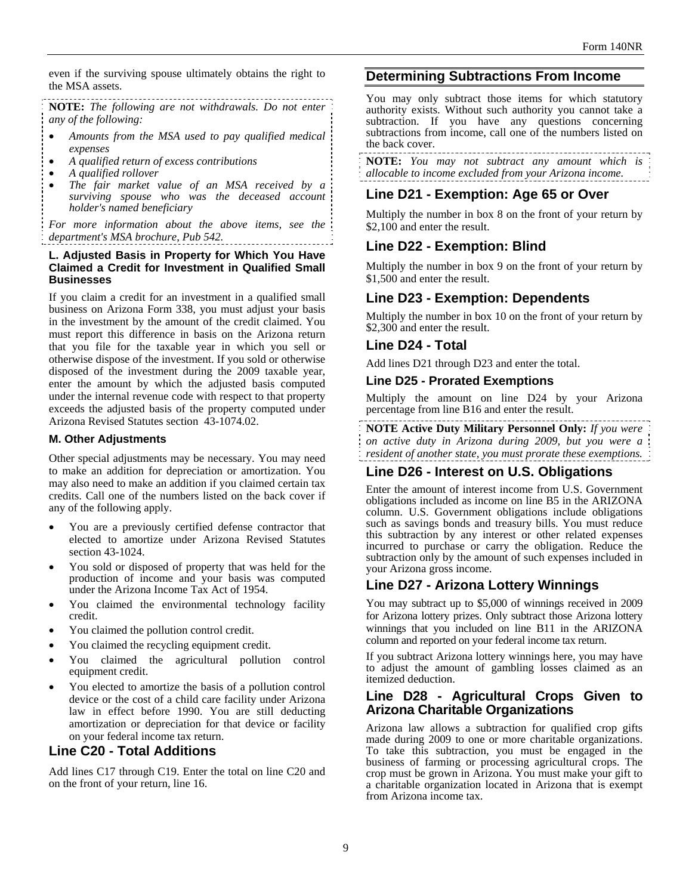even if the surviving spouse ultimately obtains the right to the MSA assets.

**NOTE:** *The following are not withdrawals. Do not enter any of the following:*

- *Amounts from the MSA used to pay qualified medical expenses*
- *A qualified return of excess contributions*
- *A qualified rollover*
- *The fair market value of an MSA received by a surviving spouse who was the deceased account holder's named beneficiary*

*For more information about the above items, see the department's MSA brochure, Pub 542.*

#### L. Adjusted Basis in Property for Which You Have Claimed a Credit for Investment in Qualified Small Businesses

If you claim a credit for an investment in a qualified small business on Arizona Form 338, you must adjust your basis in the investment by the amount of the credit claimed. You must report this difference in basis on the Arizona return that you file for the taxable year in which you sell or otherwise dispose of the investment. If you sold or otherwise disposed of the investment during the 2009 taxable year, enter the amount by which the adjusted basis computed under the internal revenue code with respect to that property exceeds the adjusted basis of the property computed under Arizona Revised Statutes section 43-1074.02.

#### M. Other Adjustments

Other special adjustments may be necessary. You may need to make an addition for depreciation or amortization. You may also need to make an addition if you claimed certain tax credits. Call one of the numbers listed on the back cover if any of the following apply.

- You are a previously certified defense contractor that elected to amortize under Arizona Revised Statutes section 43-1024.
- You sold or disposed of property that was held for the production of income and your basis was computed under the Arizona Income Tax Act of 1954.
- You claimed the environmental technology facility credit.
- You claimed the pollution control credit.
- You claimed the recycling equipment credit.
- You claimed the agricultural pollution control equipment credit.
- You elected to amortize the basis of a pollution control device or the cost of a child care facility under Arizona law in effect before 1990. You are still deducting amortization or depreciation for that device or facility on your federal income tax return.

### Line C20 - Total Additions

Add lines C17 through C19. Enter the total on line C20 and on the front of your return, line 16.

## Determining Subtractions From Income

You may only subtract those items for which statutory authority exists. Without such authority you cannot take a subtraction. If you have any questions concerning subtractions from income, call one of the numbers listed on the back cover.

**NOTE:** *You may not subtract any amount which is allocable to income excluded from your Arizona income.*

### Line D21 - Exemption: Age 65 or Over

Multiply the number in box 8 on the front of your return by $2,100 and enter the result.

### Line D22 - Exemption: Blind

Multiply the number in box 9 on the front of your return by $1,500 and enter the result.

### Line D23 - Exemption: Dependents

Multiply the number in box 10 on the front of your return by $2,300 and enter the result.

### Line D24 - Total

Add lines D21 through D23 and enter the total.

#### Line D25 - Prorated Exemptions

Multiply the amount on line D24 by your Arizona percentage from line B16 and enter the result.

**NOTE Active Duty Military Personnel Only:** *If you were on active duty in Arizona during 2009, but you were a resident of another state, you must prorate these exemptions.*

### Line D26 - Interest on U.S. Obligations

Enter the amount of interest income from U.S. Government obligations included as income on line B5 in the ARIZONA column. U.S. Government obligations include obligations such as savings bonds and treasury bills. You must reduce this subtraction by any interest or other related expenses incurred to purchase or carry the obligation. Reduce the subtraction only by the amount of such expenses included in your Arizona gross income.

### Line D27 - Arizona Lottery Winnings

You may subtract up to $5,000 of winnings received in 2009 for Arizona lottery prizes. Only subtract those Arizona lottery winnings that you included on line B11 in the ARIZONA column and reported on your federal income tax return.

If you subtract Arizona lottery winnings here, you may have to adjust the amount of gambling losses claimed as an itemized deduction.

### Line D28 - Agricultural Crops Given to Arizona Charitable Organizations

Arizona law allows a subtraction for qualified crop gifts made during 2009 to one or more charitable organizations. To take this subtraction, you must be engaged in the business of farming or processing agricultural crops. The crop must be grown in Arizona. You must make your gift to a charitable organization located in Arizona that is exempt from Arizona income tax.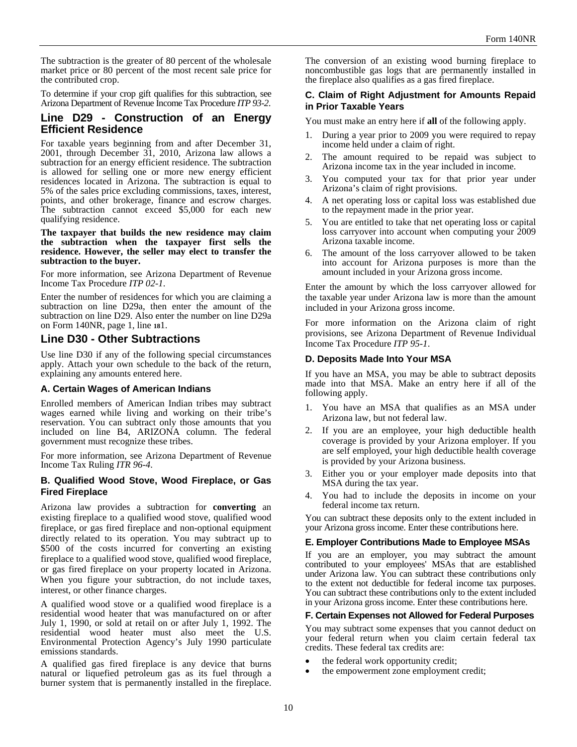The subtraction is the greater of 80 percent of the wholesale market price or 80 percent of the most recent sale price for the contributed crop.

To determine if your crop gift qualifies for this subtraction, see Arizona Department of Revenue Income Tax Procedure *ITP 93-2*.

## Line D29 - Construction of an Energy Efficient Residence

For taxable years beginning from and after December 31, 2001, through December 31, 2010, Arizona law allows a subtraction for an energy efficient residence. The subtraction is allowed for selling one or more new energy efficient residences located in Arizona. The subtraction is equal to 5% of the sales price excluding commissions, taxes, interest, points, and other brokerage, finance and escrow charges. The subtraction cannot exceed $5,000 for each new qualifying residence.

**The taxpayer that builds the new residence may claim the subtraction when the taxpayer first sells the residence. However, the seller may elect to transfer the subtraction to the buyer.**

For more information, see Arizona Department of Revenue Income Tax Procedure *ITP 02-1*.

Enter the number of residences for which you are claiming a subtraction on line D29a, then enter the amount of the subtraction on line D29. Also enter the number on line D29a on Form 140NR, page 1, line 181.

## Line D30 - Other Subtractions

Use line D30 if any of the following special circumstances apply. Attach your own schedule to the back of the return, explaining any amounts entered here.

### A. Certain Wages of American Indians

Enrolled members of American Indian tribes may subtract wages earned while living and working on their tribe's reservation. You can subtract only those amounts that you included on line B4, ARIZONA column. The federal government must recognize these tribes.

For more information, see Arizona Department of Revenue Income Tax Ruling *ITR 96-4*.

### B. Qualified Wood Stove, Wood Fireplace, or Gas Fired Fireplace

Arizona law provides a subtraction for **converting** an existing fireplace to a qualified wood stove, qualified wood fireplace, or gas fired fireplace and non-optional equipment directly related to its operation. You may subtract up to $500 of the costs incurred for converting an existing fireplace to a qualified wood stove, qualified wood fireplace, or gas fired fireplace on your property located in Arizona. When you figure your subtraction, do not include taxes, interest, or other finance charges.

A qualified wood stove or a qualified wood fireplace is a residential wood heater that was manufactured on or after July 1, 1990, or sold at retail on or after July 1, 1992. The residential wood heater must also meet the U.S. Environmental Protection Agency's July 1990 particulate emissions standards.

A qualified gas fired fireplace is any device that burns natural or liquefied petroleum gas as its fuel through a burner system that is permanently installed in the fireplace. The conversion of an existing wood burning fireplace to noncombustible gas logs that are permanently installed in the fireplace also qualifies as a gas fired fireplace.

### C. Claim of Right Adjustment for Amounts Repaid in Prior Taxable Years

You must make an entry here if **all** of the following apply.

1. During a year prior to 2009 you were required to repay income held under a claim of right.
2. The amount required to be repaid was subject to Arizona income tax in the year included in income.
3. You computed your tax for that prior year under Arizona's claim of right provisions.
4. A net operating loss or capital loss was established due to the repayment made in the prior year.
5. You are entitled to take that net operating loss or capital loss carryover into account when computing your 2009 Arizona taxable income.
6. The amount of the loss carryover allowed to be taken into account for Arizona purposes is more than the amount included in your Arizona gross income.

Enter the amount by which the loss carryover allowed for the taxable year under Arizona law is more than the amount included in your Arizona gross income.

For more information on the Arizona claim of right provisions, see Arizona Department of Revenue Individual Income Tax Procedure *ITP 95-1*.

### D. Deposits Made Into Your MSA

If you have an MSA, you may be able to subtract deposits made into that MSA. Make an entry here if all of the following apply.

1. You have an MSA that qualifies as an MSA under Arizona law, but not federal law.
2. If you are an employee, your high deductible health coverage is provided by your Arizona employer. If you are self employed, your high deductible health coverage is provided by your Arizona business.
3. Either you or your employer made deposits into that MSA during the tax year.
4. You had to include the deposits in income on your federal income tax return.

You can subtract these deposits only to the extent included in your Arizona gross income. Enter these contributions here.

### E. Employer Contributions Made to Employee MSAs

If you are an employer, you may subtract the amount contributed to your employees' MSAs that are established under Arizona law. You can subtract these contributions only to the extent not deductible for federal income tax purposes. You can subtract these contributions only to the extent included in your Arizona gross income. Enter these contributions here.

### F. Certain Expenses not Allowed for Federal Purposes

You may subtract some expenses that you cannot deduct on your federal return when you claim certain federal tax credits. These federal tax credits are:

- the federal work opportunity credit;
- the empowerment zone employment credit;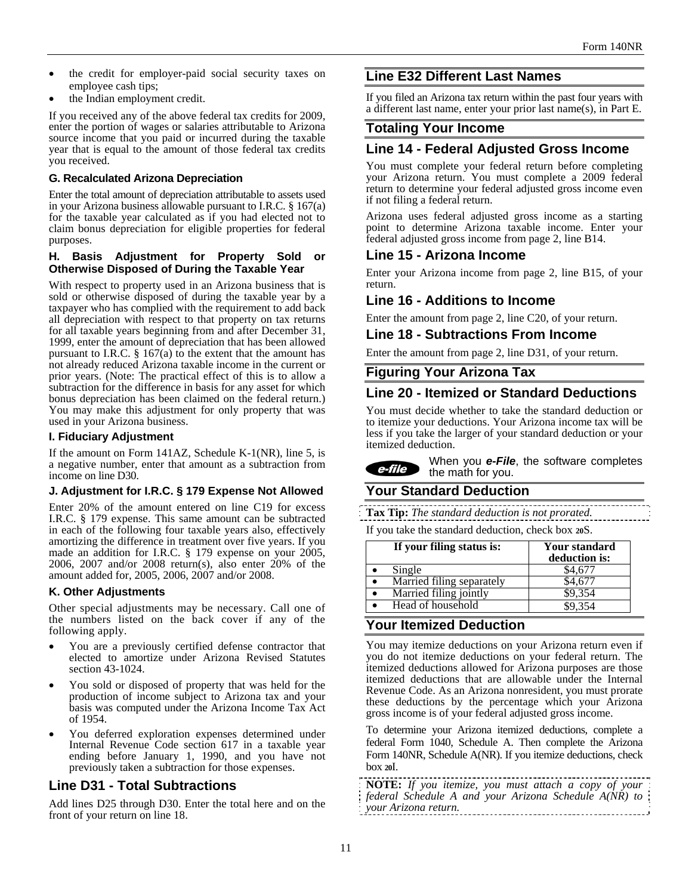- the credit for employer-paid social security taxes on employee cash tips;
- the Indian employment credit.

If you received any of the above federal tax credits for 2009, enter the portion of wages or salaries attributable to Arizona source income that you paid or incurred during the taxable year that is equal to the amount of those federal tax credits you received.

#### G. Recalculated Arizona Depreciation

Enter the total amount of depreciation attributable to assets used in your Arizona business allowable pursuant to I.R.C. § 167(a) for the taxable year calculated as if you had elected not to claim bonus depreciation for eligible properties for federal purposes.

#### H. Basis Adjustment for Property Sold or Otherwise Disposed of During the Taxable Year

With respect to property used in an Arizona business that is sold or otherwise disposed of during the taxable year by a taxpayer who has complied with the requirement to add back all depreciation with respect to that property on tax returns for all taxable years beginning from and after December 31, 1999, enter the amount of depreciation that has been allowed pursuant to I.R.C. § 167(a) to the extent that the amount has not already reduced Arizona taxable income in the current or prior years. (Note: The practical effect of this is to allow a subtraction for the difference in basis for any asset for which bonus depreciation has been claimed on the federal return.) You may make this adjustment for only property that was used in your Arizona business.

#### I. Fiduciary Adjustment

If the amount on Form 141AZ, Schedule K-1(NR), line 5, is a negative number, enter that amount as a subtraction from income on line D30.

#### J. Adjustment for I.R.C. § 179 Expense Not Allowed

Enter 20% of the amount entered on line C19 for excess I.R.C. § 179 expense. This same amount can be subtracted in each of the following four taxable years also, effectively amortizing the difference in treatment over five years. If you made an addition for I.R.C. § 179 expense on your 2005, 2006, 2007 and/or 2008 return(s), also enter 20% of the amount added for, 2005, 2006, 2007 and/or 2008.

#### K. Other Adjustments

Other special adjustments may be necessary. Call one of the numbers listed on the back cover if any of the following apply.

- You are a previously certified defense contractor that elected to amortize under Arizona Revised Statutes section 43-1024.
- You sold or disposed of property that was held for the production of income subject to Arizona tax and your basis was computed under the Arizona Income Tax Act of 1954.
- You deferred exploration expenses determined under Internal Revenue Code section 617 in a taxable year ending before January 1, 1990, and you have not previously taken a subtraction for those expenses.

## Line D31 - Total Subtractions

Add lines D25 through D30. Enter the total here and on the front of your return on line 18.

## Line E32 Different Last Names

If you filed an Arizona tax return within the past four years with a different last name, enter your prior last name(s), in Part E.

## Totaling Your Income

## Line 14 - Federal Adjusted Gross Income

You must complete your federal return before completing your Arizona return. You must complete a 2009 federal return to determine your federal adjusted gross income even if not filing a federal return.

Arizona uses federal adjusted gross income as a starting point to determine Arizona taxable income. Enter your federal adjusted gross income from page 2, line B14.

## Line 15 - Arizona Income

Enter your Arizona income from page 2, line B15, of your return.

## Line 16 - Additions to Income

Enter the amount from page 2, line C20, of your return.

## Line 18 - Subtractions From Income

Enter the amount from page 2, line D31, of your return.

## Figuring Your Arizona Tax

## Line 20 - Itemized or Standard Deductions

You must decide whether to take the standard deduction or to itemize your deductions. Your Arizona income tax will be less if you take the larger of your standard deduction or your itemized deduction.

e-file: When you ***e-File***, the software completes the math for you.

## Your Standard Deduction

**Tax Tip:** *The standard deduction is not prorated.*

If you take the standard deduction, check box 20S.

| If your filing status is: | Your standard deduction is: |
|---|---|
| • Single | $4,677 |
| • Married filing separately | $4,677 |
| • Married filing jointly | $9,354 |
| • Head of household | $9,354 |

## Your Itemized Deduction

You may itemize deductions on your Arizona return even if you do not itemize deductions on your federal return. The itemized deductions allowed for Arizona purposes are those itemized deductions that are allowable under the Internal Revenue Code. As an Arizona nonresident, you must prorate these deductions by the percentage which your Arizona gross income is of your federal adjusted gross income.

To determine your Arizona itemized deductions, complete a federal Form 1040, Schedule A. Then complete the Arizona Form 140NR, Schedule A(NR). If you itemize deductions, check box 20I.

**NOTE:** *If you itemize, you must attach a copy of your federal Schedule A and your Arizona Schedule A(NR) to your Arizona return.*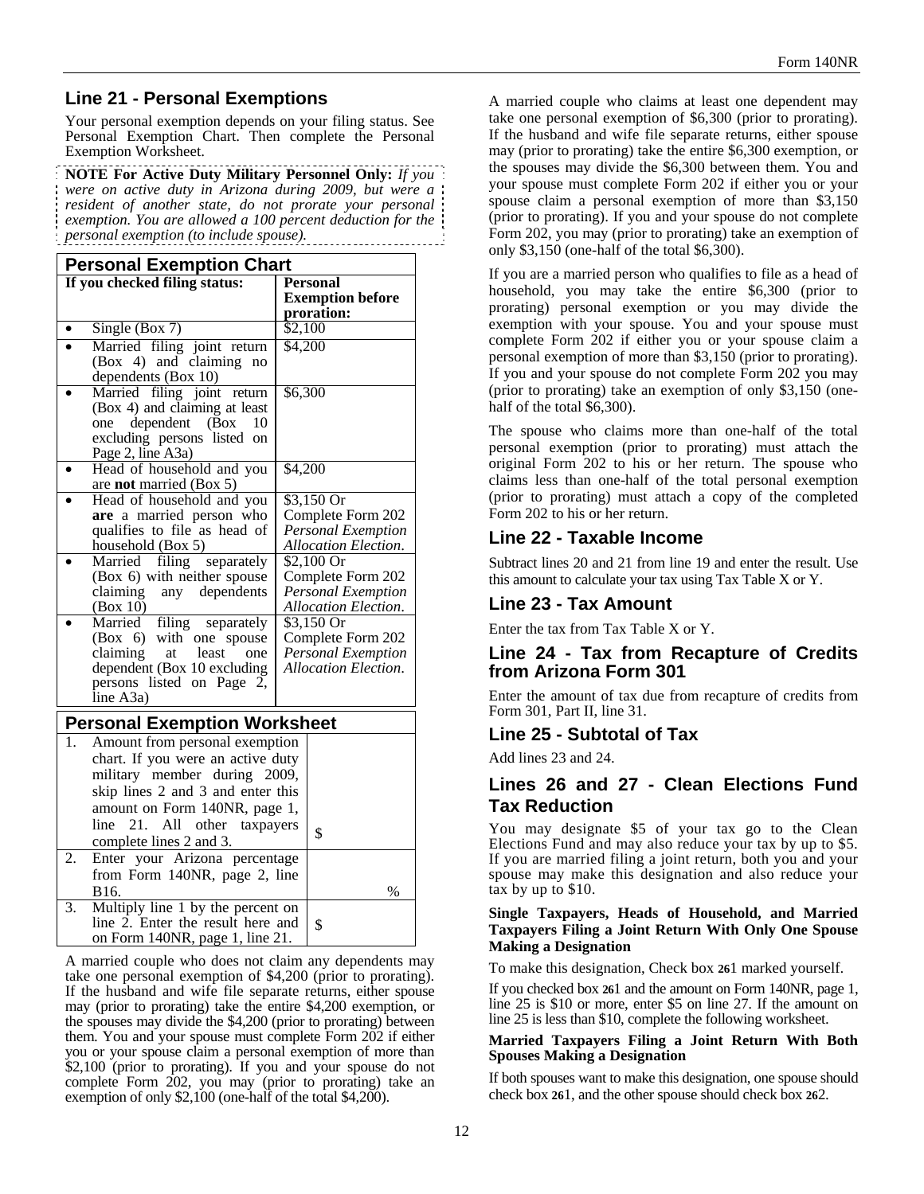## Line 21 - Personal Exemptions

Your personal exemption depends on your filing status. See Personal Exemption Chart. Then complete the Personal Exemption Worksheet.

**NOTE For Active Duty Military Personnel Only:** *If you were on active duty in Arizona during 2009, but were a resident of another state, do not prorate your personal exemption. You are allowed a 100 percent deduction for the personal exemption (to include spouse).*

**Personal Exemption Chart**

| If you checked filing status: | Personal Exemption before proration: |
|---|---|
| • Single (Box 7) | $2,100 |
| • Married filing joint return (Box 4) and claiming no dependents (Box 10) | $4,200 |
| • Married filing joint return (Box 4) and claiming at least one dependent (Box 10 excluding persons listed on Page 2, line A3a) | $6,300 |
| • Head of household and you are **not** married (Box 5) | $4,200 |
| • Head of household and you **are** a married person who qualifies to file as head of household (Box 5) | $3,150 Or Complete Form 202 *Personal Exemption Allocation Election*. |
| • Married filing separately (Box 6) with neither spouse claiming any dependents (Box 10) | $2,100 Or Complete Form 202 *Personal Exemption Allocation Election*. |
| • Married filing separately (Box 6) with one spouse claiming at least one dependent (Box 10 excluding persons listed on Page 2, line A3a) | $3,150 Or Complete Form 202 *Personal Exemption Allocation Election*. |

**Personal Exemption Worksheet**

| | | |
|---|---|---|
| 1. | Amount from personal exemption chart. If you were an active duty military member during 2009, skip lines 2 and 3 and enter this amount on Form 140NR, page 1, line 21. All other taxpayers complete lines 2 and 3. | $ |
| 2. | Enter your Arizona percentage from Form 140NR, page 2, line B16. | % |
| 3. | Multiply line 1 by the percent on line 2. Enter the result here and on Form 140NR, page 1, line 21. | $ |

A married couple who does not claim any dependents may take one personal exemption of $4,200 (prior to prorating). If the husband and wife file separate returns, either spouse may (prior to prorating) take the entire $4,200 exemption, or the spouses may divide the $4,200 (prior to prorating) between them. You and your spouse must complete Form 202 if either you or your spouse claim a personal exemption of more than $2,100 (prior to prorating). If you and your spouse do not complete Form 202, you may (prior to prorating) take an exemption of only $2,100 (one-half of the total $4,200).

A married couple who claims at least one dependent may take one personal exemption of $6,300 (prior to prorating). If the husband and wife file separate returns, either spouse may (prior to prorating) take the entire $6,300 exemption, or the spouses may divide the $6,300 between them. You and your spouse must complete Form 202 if either you or your spouse claim a personal exemption of more than $3,150 (prior to prorating). If you and your spouse do not complete Form 202, you may (prior to prorating) take an exemption of only $3,150 (one-half of the total $6,300).

If you are a married person who qualifies to file as a head of household, you may take the entire $6,300 (prior to prorating) personal exemption or you may divide the exemption with your spouse. You and your spouse must complete Form 202 if either you or your spouse claim a personal exemption of more than $3,150 (prior to prorating). If you and your spouse do not complete Form 202 you may (prior to prorating) take an exemption of only $3,150 (one-half of the total $6,300).

The spouse who claims more than one-half of the total personal exemption (prior to prorating) must attach the original Form 202 to his or her return. The spouse who claims less than one-half of the total personal exemption (prior to prorating) must attach a copy of the completed Form 202 to his or her return.

## Line 22 - Taxable Income

Subtract lines 20 and 21 from line 19 and enter the result. Use this amount to calculate your tax using Tax Table X or Y.

## Line 23 - Tax Amount

Enter the tax from Tax Table X or Y.

## Line 24 - Tax from Recapture of Credits from Arizona Form 301

Enter the amount of tax due from recapture of credits from Form 301, Part II, line 31.

## Line 25 - Subtotal of Tax

Add lines 23 and 24.

## Lines 26 and 27 - Clean Elections Fund Tax Reduction

You may designate $5 of your tax go to the Clean Elections Fund and may also reduce your tax by up to $5. If you are married filing a joint return, both you and your spouse may make this designation and also reduce your tax by up to $10.

**Single Taxpayers, Heads of Household, and Married Taxpayers Filing a Joint Return With Only One Spouse Making a Designation**

To make this designation, Check box **26**1 marked yourself.

If you checked box **26**1 and the amount on Form 140NR, page 1, line 25 is $10 or more, enter $5 on line 27. If the amount on line 25 is less than $10, complete the following worksheet.

**Married Taxpayers Filing a Joint Return With Both Spouses Making a Designation**

If both spouses want to make this designation, one spouse should check box **26**1, and the other spouse should check box **26**2.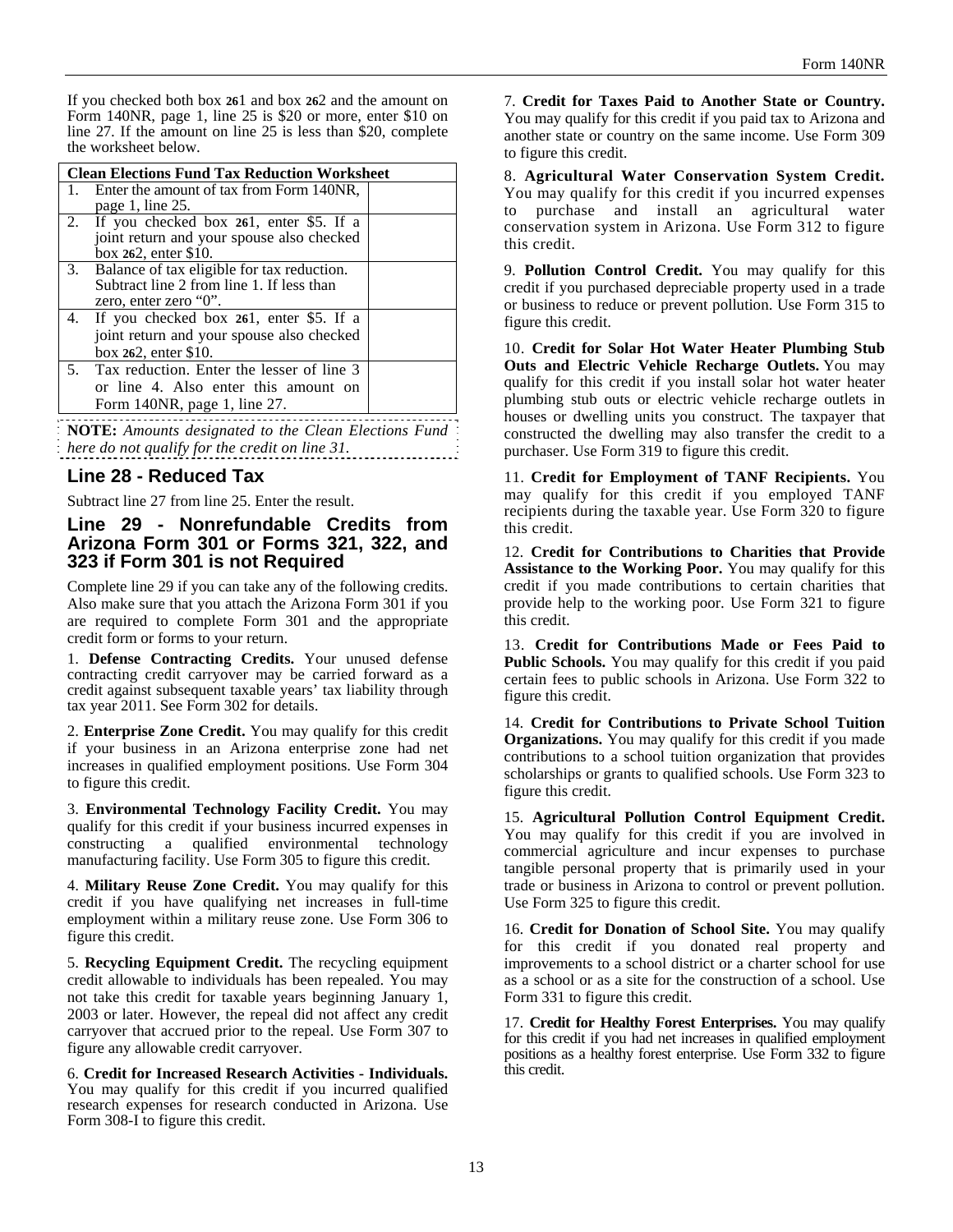If you checked both box 261 and box 262 and the amount on Form 140NR, page 1, line 25 is $20 or more, enter $10 on line 27. If the amount on line 25 is less than $20, complete the worksheet below.

| Clean Elections Fund Tax Reduction Worksheet | |
|---|---|
| 1. Enter the amount of tax from Form 140NR, page 1, line 25. | |
| 2. If you checked box 261, enter $5. If a joint return and your spouse also checked box 262, enter $10. | |
| 3. Balance of tax eligible for tax reduction. Subtract line 2 from line 1. If less than zero, enter zero "0". | |
| 4. If you checked box 261, enter $5. If a joint return and your spouse also checked box 262, enter $10. | |
| 5. Tax reduction. Enter the lesser of line 3 or line 4. Also enter this amount on Form 140NR, page 1, line 27. | |

**NOTE:** *Amounts designated to the Clean Elections Fund here do not qualify for the credit on line 31.*

## Line 28 - Reduced Tax

Subtract line 27 from line 25. Enter the result.

## Line 29 - Nonrefundable Credits from Arizona Form 301 or Forms 321, 322, and 323 if Form 301 is not Required

Complete line 29 if you can take any of the following credits. Also make sure that you attach the Arizona Form 301 if you are required to complete Form 301 and the appropriate credit form or forms to your return.

1. **Defense Contracting Credits.** Your unused defense contracting credit carryover may be carried forward as a credit against subsequent taxable years' tax liability through tax year 2011. See Form 302 for details.

2. **Enterprise Zone Credit.** You may qualify for this credit if your business in an Arizona enterprise zone had net increases in qualified employment positions. Use Form 304 to figure this credit.

3. **Environmental Technology Facility Credit.** You may qualify for this credit if your business incurred expenses in constructing a qualified environmental technology manufacturing facility. Use Form 305 to figure this credit.

4. **Military Reuse Zone Credit.** You may qualify for this credit if you have qualifying net increases in full-time employment within a military reuse zone. Use Form 306 to figure this credit.

5. **Recycling Equipment Credit.** The recycling equipment credit allowable to individuals has been repealed. You may not take this credit for taxable years beginning January 1, 2003 or later. However, the repeal did not affect any credit carryover that accrued prior to the repeal. Use Form 307 to figure any allowable credit carryover.

6. **Credit for Increased Research Activities - Individuals.** You may qualify for this credit if you incurred qualified research expenses for research conducted in Arizona. Use Form 308-I to figure this credit.

7. **Credit for Taxes Paid to Another State or Country.** You may qualify for this credit if you paid tax to Arizona and another state or country on the same income. Use Form 309 to figure this credit.

8. **Agricultural Water Conservation System Credit.** You may qualify for this credit if you incurred expenses to purchase and install an agricultural water conservation system in Arizona. Use Form 312 to figure this credit.

9. **Pollution Control Credit.** You may qualify for this credit if you purchased depreciable property used in a trade or business to reduce or prevent pollution. Use Form 315 to figure this credit.

10. **Credit for Solar Hot Water Heater Plumbing Stub Outs and Electric Vehicle Recharge Outlets.** You may qualify for this credit if you install solar hot water heater plumbing stub outs or electric vehicle recharge outlets in houses or dwelling units you construct. The taxpayer that constructed the dwelling may also transfer the credit to a purchaser. Use Form 319 to figure this credit.

11. **Credit for Employment of TANF Recipients.** You may qualify for this credit if you employed TANF recipients during the taxable year. Use Form 320 to figure this credit.

12. **Credit for Contributions to Charities that Provide Assistance to the Working Poor.** You may qualify for this credit if you made contributions to certain charities that provide help to the working poor. Use Form 321 to figure this credit.

13. **Credit for Contributions Made or Fees Paid to Public Schools.** You may qualify for this credit if you paid certain fees to public schools in Arizona. Use Form 322 to figure this credit.

14. **Credit for Contributions to Private School Tuition Organizations.** You may qualify for this credit if you made contributions to a school tuition organization that provides scholarships or grants to qualified schools. Use Form 323 to figure this credit.

15. **Agricultural Pollution Control Equipment Credit.** You may qualify for this credit if you are involved in commercial agriculture and incur expenses to purchase tangible personal property that is primarily used in your trade or business in Arizona to control or prevent pollution. Use Form 325 to figure this credit.

16. **Credit for Donation of School Site.** You may qualify for this credit if you donated real property and improvements to a school district or a charter school for use as a school or as a site for the construction of a school. Use Form 331 to figure this credit.

17. **Credit for Healthy Forest Enterprises.** You may qualify for this credit if you had net increases in qualified employment positions as a healthy forest enterprise. Use Form 332 to figure this credit.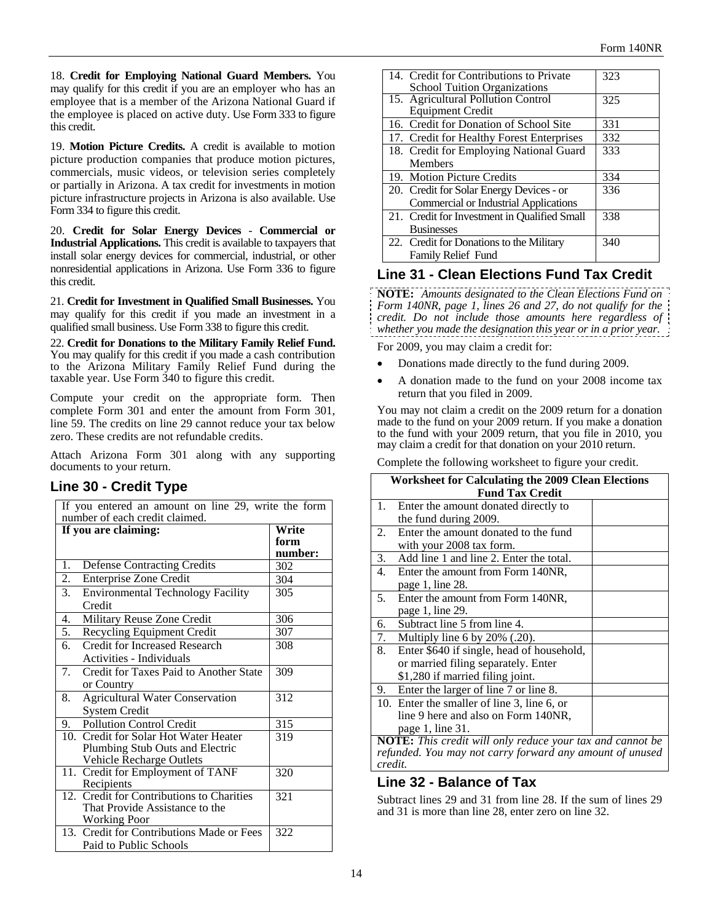18. **Credit for Employing National Guard Members.** You may qualify for this credit if you are an employer who has an employee that is a member of the Arizona National Guard if the employee is placed on active duty. Use Form 333 to figure this credit.

19. **Motion Picture Credits.** A credit is available to motion picture production companies that produce motion pictures, commercials, music videos, or television series completely or partially in Arizona. A tax credit for investments in motion picture infrastructure projects in Arizona is also available. Use Form 334 to figure this credit.

20. **Credit for Solar Energy Devices - Commercial or Industrial Applications.** This credit is available to taxpayers that install solar energy devices for commercial, industrial, or other nonresidential applications in Arizona. Use Form 336 to figure this credit.

21. **Credit for Investment in Qualified Small Businesses.** You may qualify for this credit if you made an investment in a qualified small business. Use Form 338 to figure this credit.

22. **Credit for Donations to the Military Family Relief Fund.** You may qualify for this credit if you made a cash contribution to the Arizona Military Family Relief Fund during the taxable year. Use Form 340 to figure this credit.

Compute your credit on the appropriate form. Then complete Form 301 and enter the amount from Form 301, line 59. The credits on line 29 cannot reduce your tax below zero. These credits are not refundable credits.

Attach Arizona Form 301 along with any supporting documents to your return.

## Line 30 - Credit Type

If you entered an amount on line 29, write the form number of each credit claimed.

| If you are claiming: | Write form number: |
|---|---|
| 1. Defense Contracting Credits | 302 |
| 2. Enterprise Zone Credit | 304 |
| 3. Environmental Technology Facility Credit | 305 |
| 4. Military Reuse Zone Credit | 306 |
| 5. Recycling Equipment Credit | 307 |
| 6. Credit for Increased Research Activities - Individuals | 308 |
| 7. Credit for Taxes Paid to Another State or Country | 309 |
| 8. Agricultural Water Conservation System Credit | 312 |
| 9. Pollution Control Credit | 315 |
| 10. Credit for Solar Hot Water Heater Plumbing Stub Outs and Electric Vehicle Recharge Outlets | 319 |
| 11. Credit for Employment of TANF Recipients | 320 |
| 12. Credit for Contributions to Charities That Provide Assistance to the Working Poor | 321 |
| 13. Credit for Contributions Made or Fees Paid to Public Schools | 322 |
| 14. Credit for Contributions to Private School Tuition Organizations | 323 |
| 15. Agricultural Pollution Control Equipment Credit | 325 |
| 16. Credit for Donation of School Site | 331 |
| 17. Credit for Healthy Forest Enterprises | 332 |
| 18. Credit for Employing National Guard Members | 333 |
| 19. Motion Picture Credits | 334 |
| 20. Credit for Solar Energy Devices - or Commercial or Industrial Applications | 336 |
| 21. Credit for Investment in Qualified Small Businesses | 338 |
| 22. Credit for Donations to the Military Family Relief Fund | 340 |

## Line 31 - Clean Elections Fund Tax Credit

**NOTE:** *Amounts designated to the Clean Elections Fund on Form 140NR, page 1, lines 26 and 27, do not qualify for the credit. Do not include those amounts here regardless of whether you made the designation this year or in a prior year.*

For 2009, you may claim a credit for:

- Donations made directly to the fund during 2009.
- A donation made to the fund on your 2008 income tax return that you filed in 2009.

You may not claim a credit on the 2009 return for a donation made to the fund on your 2009 return. If you make a donation to the fund with your 2009 return, that you file in 2010, you may claim a credit for that donation on your 2010 return.

Complete the following worksheet to figure your credit.

| Worksheet for Calculating the 2009 Clean Elections Fund Tax Credit | |
|---|---|
| 1. Enter the amount donated directly to the fund during 2009. | |
| 2. Enter the amount donated to the fund with your 2008 tax form. | |
| 3. Add line 1 and line 2. Enter the total. | |
| 4. Enter the amount from Form 140NR, page 1, line 28. | |
| 5. Enter the amount from Form 140NR, page 1, line 29. | |
| 6. Subtract line 5 from line 4. | |
| 7. Multiply line 6 by 20% (.20). | |
| 8. Enter $640 if single, head of household, or married filing separately. Enter $1,280 if married filing joint. | |
| 9. Enter the larger of line 7 or line 8. | |
| 10. Enter the smaller of line 3, line 6, or line 9 here and also on Form 140NR, page 1, line 31. | |

**NOTE:** *This credit will only reduce your tax and cannot be refunded. You may not carry forward any amount of unused credit.*

## Line 32 - Balance of Tax

Subtract lines 29 and 31 from line 28. If the sum of lines 29 and 31 is more than line 28, enter zero on line 32.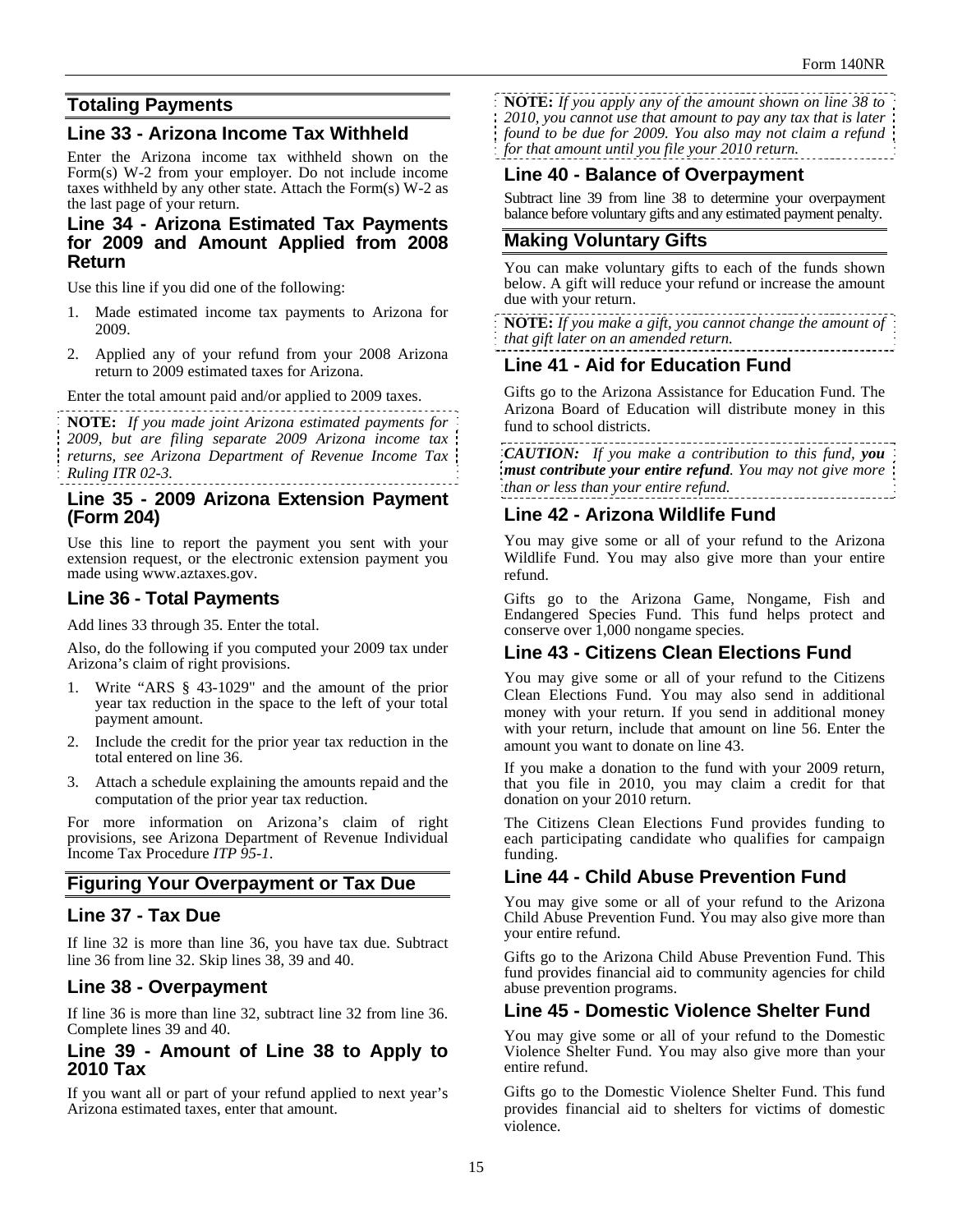## Totaling Payments

### Line 33 - Arizona Income Tax Withheld

Enter the Arizona income tax withheld shown on the Form(s) W-2 from your employer. Do not include income taxes withheld by any other state. Attach the Form(s) W-2 as the last page of your return.

### Line 34 - Arizona Estimated Tax Payments for 2009 and Amount Applied from 2008 Return

Use this line if you did one of the following:

1. Made estimated income tax payments to Arizona for 2009.
2. Applied any of your refund from your 2008 Arizona return to 2009 estimated taxes for Arizona.

Enter the total amount paid and/or applied to 2009 taxes.

**NOTE:** *If you made joint Arizona estimated payments for 2009, but are filing separate 2009 Arizona income tax returns, see Arizona Department of Revenue Income Tax Ruling ITR 02-3.*

### Line 35 - 2009 Arizona Extension Payment (Form 204)

Use this line to report the payment you sent with your extension request, or the electronic extension payment you made using www.aztaxes.gov.

### Line 36 - Total Payments

Add lines 33 through 35. Enter the total.

Also, do the following if you computed your 2009 tax under Arizona's claim of right provisions.

1. Write "ARS § 43-1029" and the amount of the prior year tax reduction in the space to the left of your total payment amount.
2. Include the credit for the prior year tax reduction in the total entered on line 36.
3. Attach a schedule explaining the amounts repaid and the computation of the prior year tax reduction.

For more information on Arizona's claim of right provisions, see Arizona Department of Revenue Individual Income Tax Procedure *ITP 95-1*.

## Figuring Your Overpayment or Tax Due

### Line 37 - Tax Due

If line 32 is more than line 36, you have tax due. Subtract line 36 from line 32. Skip lines 38, 39 and 40.

### Line 38 - Overpayment

If line 36 is more than line 32, subtract line 32 from line 36. Complete lines 39 and 40.

### Line 39 - Amount of Line 38 to Apply to 2010 Tax

If you want all or part of your refund applied to next year's Arizona estimated taxes, enter that amount.

**NOTE:** *If you apply any of the amount shown on line 38 to 2010, you cannot use that amount to pay any tax that is later found to be due for 2009. You also may not claim a refund for that amount until you file your 2010 return.*

### Line 40 - Balance of Overpayment

Subtract line 39 from line 38 to determine your overpayment balance before voluntary gifts and any estimated payment penalty.

## Making Voluntary Gifts

You can make voluntary gifts to each of the funds shown below. A gift will reduce your refund or increase the amount due with your return.

**NOTE:** *If you make a gift, you cannot change the amount of that gift later on an amended return.*

### Line 41 - Aid for Education Fund

Gifts go to the Arizona Assistance for Education Fund. The Arizona Board of Education will distribute money in this fund to school districts.

***CAUTION:*** *If you make a contribution to this fund,* ***you must contribute your entire refund****. You may not give more than or less than your entire refund.*

### Line 42 - Arizona Wildlife Fund

You may give some or all of your refund to the Arizona Wildlife Fund. You may also give more than your entire refund.

Gifts go to the Arizona Game, Nongame, Fish and Endangered Species Fund. This fund helps protect and conserve over 1,000 nongame species.

### Line 43 - Citizens Clean Elections Fund

You may give some or all of your refund to the Citizens Clean Elections Fund. You may also send in additional money with your return. If you send in additional money with your return, include that amount on line 56. Enter the amount you want to donate on line 43.

If you make a donation to the fund with your 2009 return, that you file in 2010, you may claim a credit for that donation on your 2010 return.

The Citizens Clean Elections Fund provides funding to each participating candidate who qualifies for campaign funding.

### Line 44 - Child Abuse Prevention Fund

You may give some or all of your refund to the Arizona Child Abuse Prevention Fund. You may also give more than your entire refund.

Gifts go to the Arizona Child Abuse Prevention Fund. This fund provides financial aid to community agencies for child abuse prevention programs.

### Line 45 - Domestic Violence Shelter Fund

You may give some or all of your refund to the Domestic Violence Shelter Fund. You may also give more than your entire refund.

Gifts go to the Domestic Violence Shelter Fund. This fund provides financial aid to shelters for victims of domestic violence.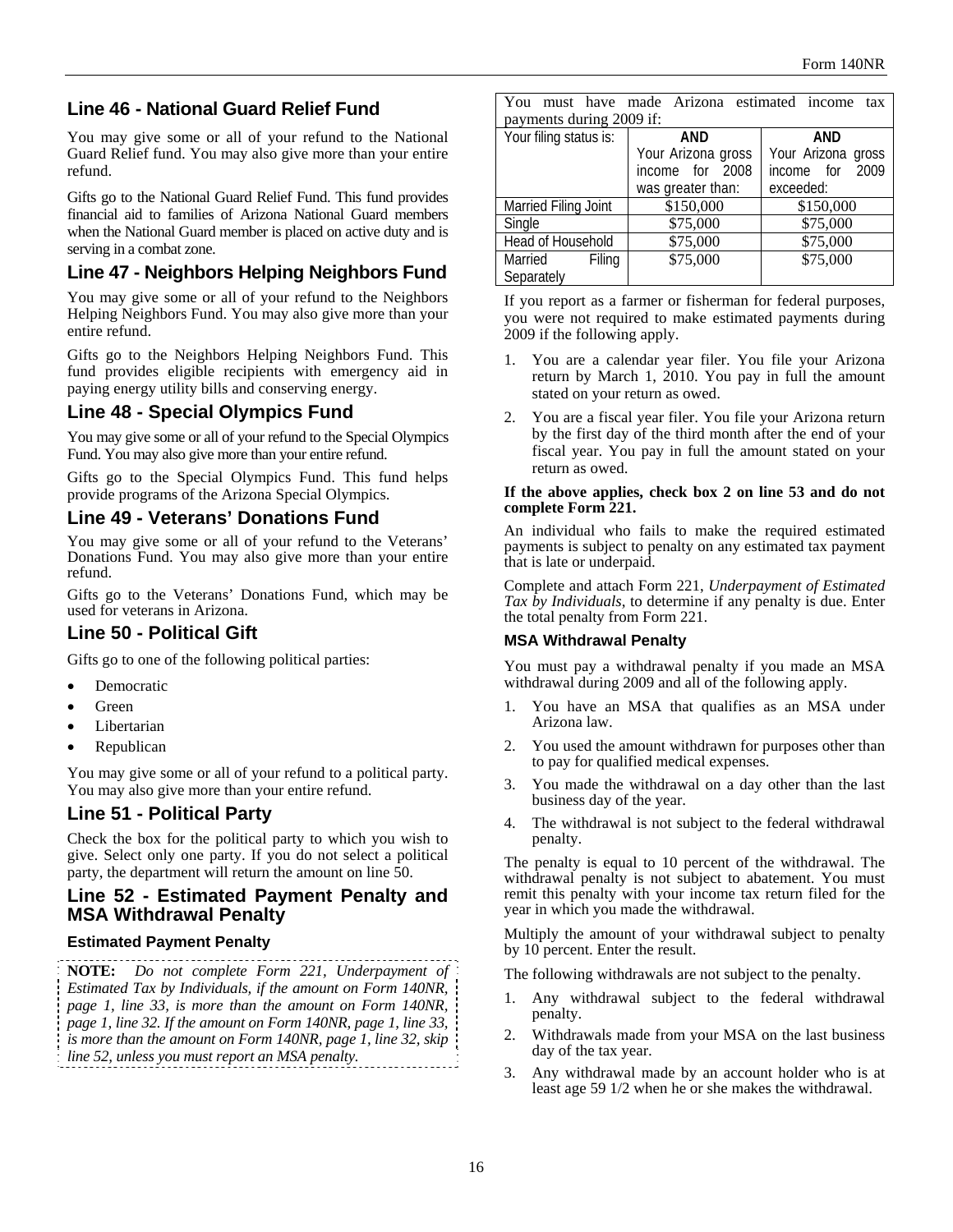## Line 46 - National Guard Relief Fund

You may give some or all of your refund to the National Guard Relief fund. You may also give more than your entire refund.

Gifts go to the National Guard Relief Fund. This fund provides financial aid to families of Arizona National Guard members when the National Guard member is placed on active duty and is serving in a combat zone.

## Line 47 - Neighbors Helping Neighbors Fund

You may give some or all of your refund to the Neighbors Helping Neighbors Fund. You may also give more than your entire refund.

Gifts go to the Neighbors Helping Neighbors Fund. This fund provides eligible recipients with emergency aid in paying energy utility bills and conserving energy.

## Line 48 - Special Olympics Fund

You may give some or all of your refund to the Special Olympics Fund. You may also give more than your entire refund.

Gifts go to the Special Olympics Fund. This fund helps provide programs of the Arizona Special Olympics.

## Line 49 - Veterans' Donations Fund

You may give some or all of your refund to the Veterans' Donations Fund. You may also give more than your entire refund.

Gifts go to the Veterans' Donations Fund, which may be used for veterans in Arizona.

## Line 50 - Political Gift

Gifts go to one of the following political parties:

- Democratic
- Green
- Libertarian
- Republican

You may give some or all of your refund to a political party. You may also give more than your entire refund.

## Line 51 - Political Party

Check the box for the political party to which you wish to give. Select only one party. If you do not select a political party, the department will return the amount on line 50.

## Line 52 - Estimated Payment Penalty and MSA Withdrawal Penalty

### Estimated Payment Penalty

**NOTE:** *Do not complete Form 221, Underpayment of Estimated Tax by Individuals, if the amount on Form 140NR, page 1, line 33, is more than the amount on Form 140NR, page 1, line 32. If the amount on Form 140NR, page 1, line 33, is more than the amount on Form 140NR, page 1, line 32, skip line 52, unless you must report an MSA penalty.*

You must have made Arizona estimated income tax payments during 2009 if:

| Your filing status is: | AND Your Arizona gross income for 2008 was greater than: | AND Your Arizona gross income for 2009 exceeded: |
|---|---|---|
| Married Filing Joint | $150,000 | $150,000 |
| Single | $75,000 | $75,000 |
| Head of Household | $75,000 | $75,000 |
| Married Filing Separately | $75,000 | $75,000 |

If you report as a farmer or fisherman for federal purposes, you were not required to make estimated payments during 2009 if the following apply.

1. You are a calendar year filer. You file your Arizona return by March 1, 2010. You pay in full the amount stated on your return as owed.
2. You are a fiscal year filer. You file your Arizona return by the first day of the third month after the end of your fiscal year. You pay in full the amount stated on your return as owed.

**If the above applies, check box 2 on line 53 and do not complete Form 221.**

An individual who fails to make the required estimated payments is subject to penalty on any estimated tax payment that is late or underpaid.

Complete and attach Form 221, *Underpayment of Estimated Tax by Individuals*, to determine if any penalty is due. Enter the total penalty from Form 221.

### MSA Withdrawal Penalty

You must pay a withdrawal penalty if you made an MSA withdrawal during 2009 and all of the following apply.

1. You have an MSA that qualifies as an MSA under Arizona law.
2. You used the amount withdrawn for purposes other than to pay for qualified medical expenses.
3. You made the withdrawal on a day other than the last business day of the year.
4. The withdrawal is not subject to the federal withdrawal penalty.

The penalty is equal to 10 percent of the withdrawal. The withdrawal penalty is not subject to abatement. You must remit this penalty with your income tax return filed for the year in which you made the withdrawal.

Multiply the amount of your withdrawal subject to penalty by 10 percent. Enter the result.

The following withdrawals are not subject to the penalty.

1. Any withdrawal subject to the federal withdrawal penalty.
2. Withdrawals made from your MSA on the last business day of the tax year.
3. Any withdrawal made by an account holder who is at least age 59 1/2 when he or she makes the withdrawal.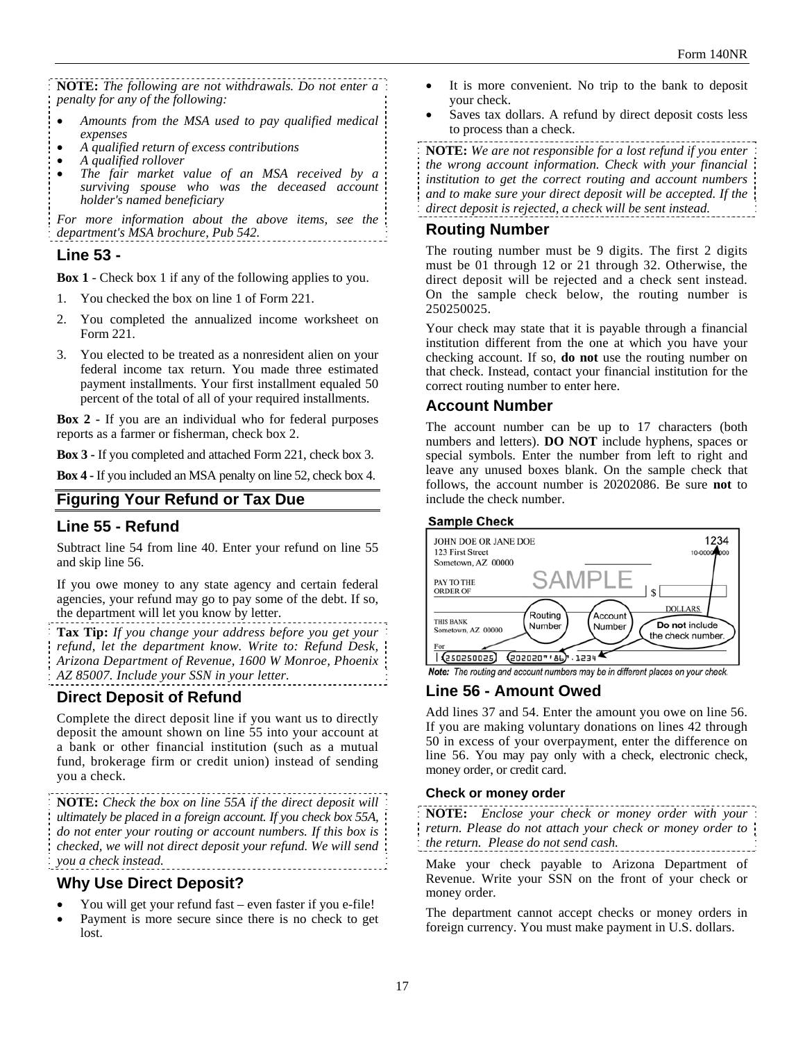**NOTE:** *The following are not withdrawals. Do not enter a penalty for any of the following:*

- *Amounts from the MSA used to pay qualified medical expenses*
- *A qualified return of excess contributions*
- *A qualified rollover*
- *The fair market value of an MSA received by a surviving spouse who was the deceased account holder's named beneficiary*

*For more information about the above items, see the department's MSA brochure, Pub 542.*

### Line 53 -

**Box 1** - Check box 1 if any of the following applies to you.

1. You checked the box on line 1 of Form 221.
2. You completed the annualized income worksheet on Form 221.
3. You elected to be treated as a nonresident alien on your federal income tax return. You made three estimated payment installments. Your first installment equaled 50 percent of the total of all of your required installments.

**Box 2** - If you are an individual who for federal purposes reports as a farmer or fisherman, check box 2.

**Box 3** - If you completed and attached Form 221, check box 3.

**Box 4** - If you included an MSA penalty on line 52, check box 4.

## Figuring Your Refund or Tax Due

### Line 55 - Refund

Subtract line 54 from line 40. Enter your refund on line 55 and skip line 56.

If you owe money to any state agency and certain federal agencies, your refund may go to pay some of the debt. If so, the department will let you know by letter.

**Tax Tip:** *If you change your address before you get your refund, let the department know. Write to: Refund Desk, Arizona Department of Revenue, 1600 W Monroe, Phoenix AZ 85007. Include your SSN in your letter.*

### Direct Deposit of Refund

Complete the direct deposit line if you want us to directly deposit the amount shown on line 55 into your account at a bank or other financial institution (such as a mutual fund, brokerage firm or credit union) instead of sending you a check.

**NOTE:** *Check the box on line 55A if the direct deposit will ultimately be placed in a foreign account. If you check box 55A, do not enter your routing or account numbers. If this box is checked, we will not direct deposit your refund. We will send you a check instead.*

### Why Use Direct Deposit?

- You will get your refund fast – even faster if you e-file!
- Payment is more secure since there is no check to get lost.
- It is more convenient. No trip to the bank to deposit your check.
- Saves tax dollars. A refund by direct deposit costs less to process than a check.

**NOTE:** *We are not responsible for a lost refund if you enter the wrong account information. Check with your financial institution to get the correct routing and account numbers and to make sure your direct deposit will be accepted. If the direct deposit is rejected, a check will be sent instead.*

### Routing Number

The routing number must be 9 digits. The first 2 digits must be 01 through 12 or 21 through 32. Otherwise, the direct deposit will be rejected and a check sent instead. On the sample check below, the routing number is 250250025.

Your check may state that it is payable through a financial institution different from the one at which you have your checking account. If so, **do not** use the routing number on that check. Instead, contact your financial institution for the correct routing number to enter here.

### Account Number

The account number can be up to 17 characters (both numbers and letters). **DO NOT** include hyphens, spaces or special symbols. Enter the number from left to right and leave any unused boxes blank. On the sample check that follows, the account number is 20202086. Be sure **not** to include the check number.

**Sample Check**

JOHN DOE OR JANE DOE
123 First Street
Sometown, AZ 00000

1234
10-0000/0000

SAMPLE

PAY TO THE ORDER OF $

DOLLARS

THIS BANK
Sometown, AZ 00000

For

Routing Number | Account Number | **Do not** include the check number.

250250025 | 20202086 | 1234

***Note:*** *The routing and account numbers may be in different places on your check.*

### Line 56 - Amount Owed

Add lines 37 and 54. Enter the amount you owe on line 56. If you are making voluntary donations on lines 42 through 50 in excess of your overpayment, enter the difference on line 56. You may pay only with a check, electronic check, money order, or credit card.

#### Check or money order

**NOTE:** *Enclose your check or money order with your return. Please do not attach your check or money order to the return. Please do not send cash.*

Make your check payable to Arizona Department of Revenue. Write your SSN on the front of your check or money order.

The department cannot accept checks or money orders in foreign currency. You must make payment in U.S. dollars.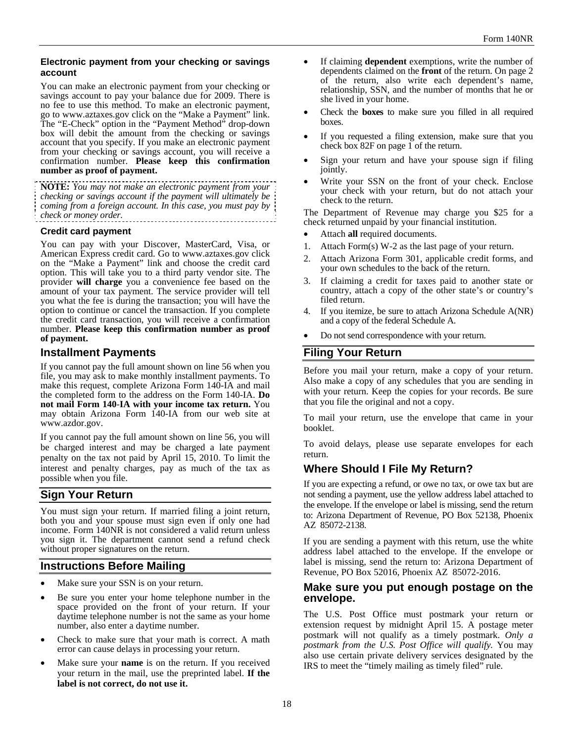### Electronic payment from your checking or savings account

You can make an electronic payment from your checking or savings account to pay your balance due for 2009. There is no fee to use this method. To make an electronic payment, go to www.aztaxes.gov click on the "Make a Payment" link. The "E-Check" option in the "Payment Method" drop-down box will debit the amount from the checking or savings account that you specify. If you make an electronic payment from your checking or savings account, you will receive a confirmation number. **Please keep this confirmation number as proof of payment.**

**NOTE:** *You may not make an electronic payment from your checking or savings account if the payment will ultimately be coming from a foreign account. In this case, you must pay by check or money order.*

### Credit card payment

You can pay with your Discover, MasterCard, Visa, or American Express credit card. Go to www.aztaxes.gov click on the "Make a Payment" link and choose the credit card option. This will take you to a third party vendor site. The provider **will charge** you a convenience fee based on the amount of your tax payment. The service provider will tell you what the fee is during the transaction; you will have the option to continue or cancel the transaction. If you complete the credit card transaction, you will receive a confirmation number. **Please keep this confirmation number as proof of payment.**

## Installment Payments

If you cannot pay the full amount shown on line 56 when you file, you may ask to make monthly installment payments. To make this request, complete Arizona Form 140-IA and mail the completed form to the address on the Form 140-IA. **Do not mail Form 140-IA with your income tax return.** You may obtain Arizona Form 140-IA from our web site at www.azdor.gov.

If you cannot pay the full amount shown on line 56, you will be charged interest and may be charged a late payment penalty on the tax not paid by April 15, 2010. To limit the interest and penalty charges, pay as much of the tax as possible when you file.

## Sign Your Return

You must sign your return. If married filing a joint return, both you and your spouse must sign even if only one had income. Form 140NR is not considered a valid return unless you sign it. The department cannot send a refund check without proper signatures on the return.

## Instructions Before Mailing

- Make sure your SSN is on your return.
- Be sure you enter your home telephone number in the space provided on the front of your return. If your daytime telephone number is not the same as your home number, also enter a daytime number.
- Check to make sure that your math is correct. A math error can cause delays in processing your return.
- Make sure your **name** is on the return. If you received your return in the mail, use the preprinted label. **If the label is not correct, do not use it.**
- If claiming **dependent** exemptions, write the number of dependents claimed on the **front** of the return. On page 2 of the return, also write each dependent's name, relationship, SSN, and the number of months that he or she lived in your home.
- Check the **boxes** to make sure you filled in all required boxes.
- If you requested a filing extension, make sure that you check box 82F on page 1 of the return.
- Sign your return and have your spouse sign if filing jointly.
- Write your SSN on the front of your check. Enclose your check with your return, but do not attach your check to the return.

The Department of Revenue may charge you $25 for a check returned unpaid by your financial institution.

- Attach **all** required documents.

1. Attach Form(s) W-2 as the last page of your return.
2. Attach Arizona Form 301, applicable credit forms, and your own schedules to the back of the return.
3. If claiming a credit for taxes paid to another state or country, attach a copy of the other state's or country's filed return.
4. If you itemize, be sure to attach Arizona Schedule A(NR) and a copy of the federal Schedule A.

- Do not send correspondence with your return.

## Filing Your Return

Before you mail your return, make a copy of your return. Also make a copy of any schedules that you are sending in with your return. Keep the copies for your records. Be sure that you file the original and not a copy.

To mail your return, use the envelope that came in your booklet.

To avoid delays, please use separate envelopes for each return.

## Where Should I File My Return?

If you are expecting a refund, or owe no tax, or owe tax but are not sending a payment, use the yellow address label attached to the envelope. If the envelope or label is missing, send the return to: Arizona Department of Revenue, PO Box 52138, Phoenix AZ 85072-2138.

If you are sending a payment with this return, use the white address label attached to the envelope. If the envelope or label is missing, send the return to: Arizona Department of Revenue, PO Box 52016, Phoenix AZ 85072-2016.

### Make sure you put enough postage on the envelope.

The U.S. Post Office must postmark your return or extension request by midnight April 15. A postage meter postmark will not qualify as a timely postmark. *Only a postmark from the U.S. Post Office will qualify.* You may also use certain private delivery services designated by the IRS to meet the "timely mailing as timely filed" rule.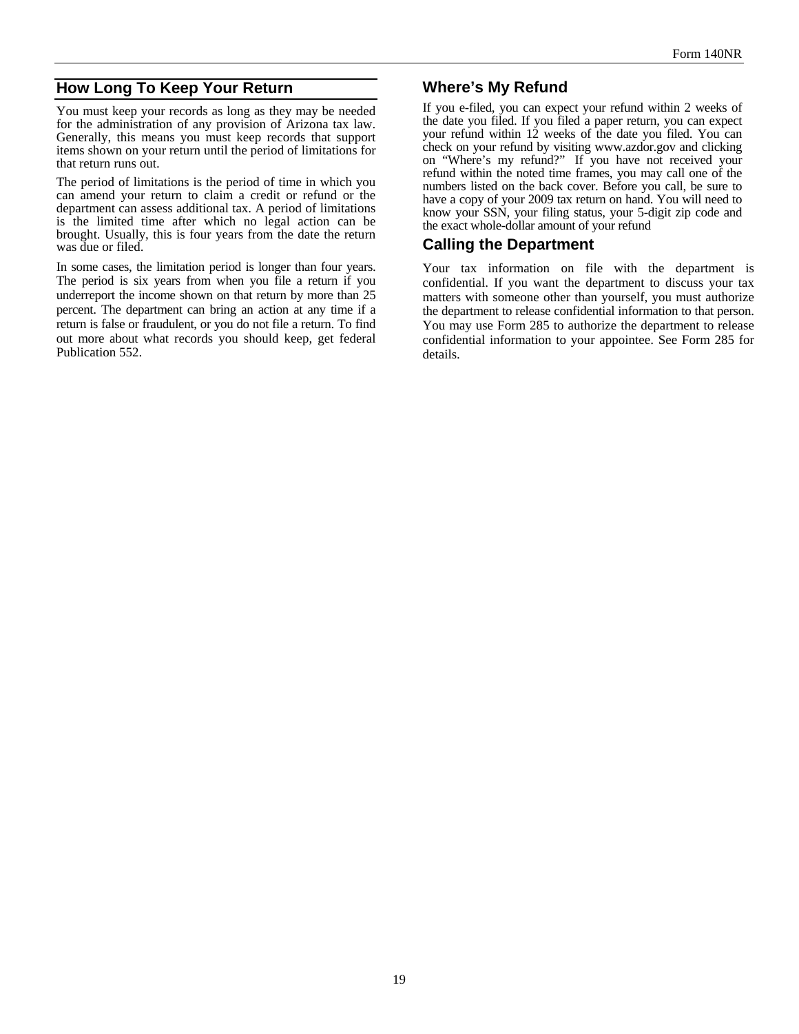## How Long To Keep Your Return

You must keep your records as long as they may be needed for the administration of any provision of Arizona tax law. Generally, this means you must keep records that support items shown on your return until the period of limitations for that return runs out.

The period of limitations is the period of time in which you can amend your return to claim a credit or refund or the department can assess additional tax. A period of limitations is the limited time after which no legal action can be brought. Usually, this is four years from the date the return was due or filed.

In some cases, the limitation period is longer than four years. The period is six years from when you file a return if you underreport the income shown on that return by more than 25 percent. The department can bring an action at any time if a return is false or fraudulent, or you do not file a return. To find out more about what records you should keep, get federal Publication 552.

## Where's My Refund

If you e-filed, you can expect your refund within 2 weeks of the date you filed. If you filed a paper return, you can expect your refund within 12 weeks of the date you filed. You can check on your refund by visiting www.azdor.gov and clicking on "Where's my refund?" If you have not received your refund within the noted time frames, you may call one of the numbers listed on the back cover. Before you call, be sure to have a copy of your 2009 tax return on hand. You will need to know your SSN, your filing status, your 5-digit zip code and the exact whole-dollar amount of your refund

## Calling the Department

Your tax information on file with the department is confidential. If you want the department to discuss your tax matters with someone other than yourself, you must authorize the department to release confidential information to that person. You may use Form 285 to authorize the department to release confidential information to your appointee. See Form 285 for details.